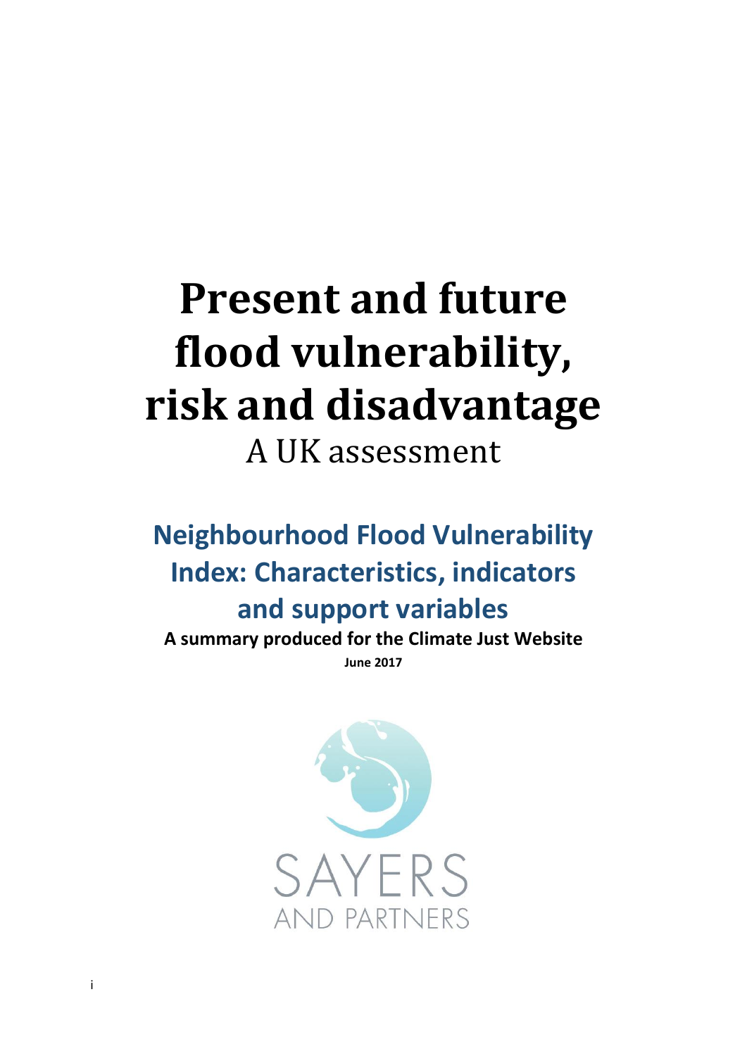# Present and future flood vulnerability, risk and disadvantage

A UK assessment

## Neighbourhood Flood Vulnerability Index: Characteristics, indicators and support variables

**A summary produced for the Climate Just Website**

**June 2017**

SAYERS AND PARTNERS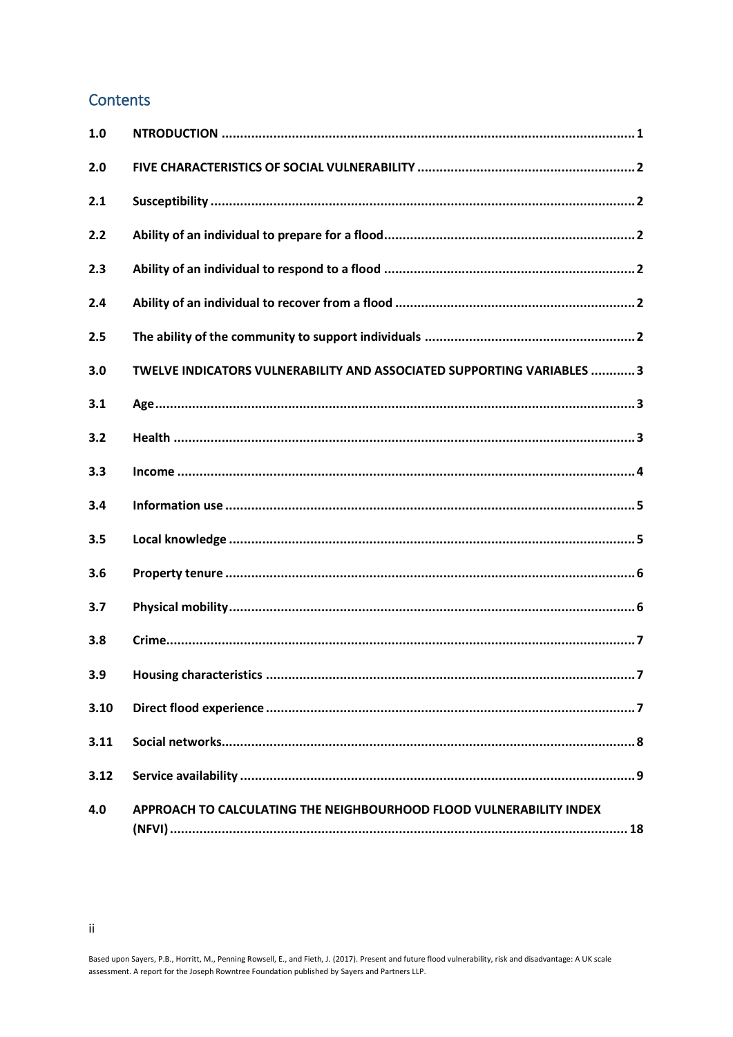## Contents

| | | |
|---|---|---|
| 1.0 | NTRODUCTION | 1 |
| 2.0 | FIVE CHARACTERISTICS OF SOCIAL VULNERABILITY | 2 |
| 2.1 | Susceptibility | 2 |
| 2.2 | Ability of an individual to prepare for a flood | 2 |
| 2.3 | Ability of an individual to respond to a flood | 2 |
| 2.4 | Ability of an individual to recover from a flood | 2 |
| 2.5 | The ability of the community to support individuals | 2 |
| 3.0 | TWELVE INDICATORS VULNERABILITY AND ASSOCIATED SUPPORTING VARIABLES | 3 |
| 3.1 | Age | 3 |
| 3.2 | Health | 3 |
| 3.3 | Income | 4 |
| 3.4 | Information use | 5 |
| 3.5 | Local knowledge | 5 |
| 3.6 | Property tenure | 6 |
| 3.7 | Physical mobility | 6 |
| 3.8 | Crime | 7 |
| 3.9 | Housing characteristics | 7 |
| 3.10 | Direct flood experience | 7 |
| 3.11 | Social networks | 8 |
| 3.12 | Service availability | 9 |
| 4.0 | APPROACH TO CALCULATING THE NEIGHBOURHOOD FLOOD VULNERABILITY INDEX (NFVI) | 18 |

Based upon Sayers, P.B., Horritt, M., Penning Rowsell, E., and Fieth, J. (2017). Present and future flood vulnerability, risk and disadvantage: A UK scale assessment. A report for the Joseph Rowntree Foundation published by Sayers and Partners LLP.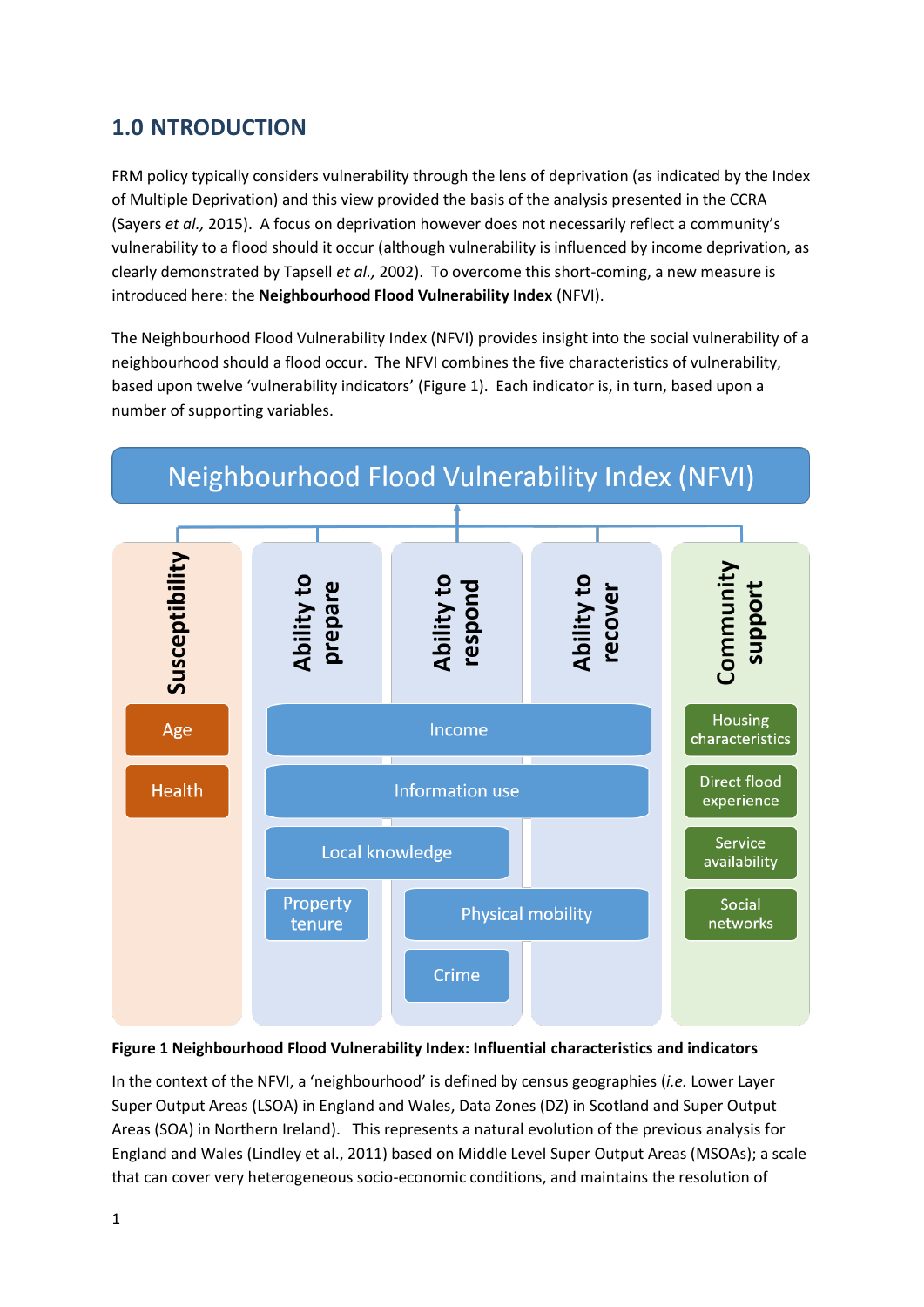# 1.0 NTRODUCTION

FRM policy typically considers vulnerability through the lens of deprivation (as indicated by the Index of Multiple Deprivation) and this view provided the basis of the analysis presented in the CCRA (Sayers *et al.,* 2015). A focus on deprivation however does not necessarily reflect a community's vulnerability to a flood should it occur (although vulnerability is influenced by income deprivation, as clearly demonstrated by Tapsell *et al.,* 2002). To overcome this short-coming, a new measure is introduced here: the **Neighbourhood Flood Vulnerability Index** (NFVI).

The Neighbourhood Flood Vulnerability Index (NFVI) provides insight into the social vulnerability of a neighbourhood should a flood occur. The NFVI combines the five characteristics of vulnerability, based upon twelve 'vulnerability indicators' (Figure 1). Each indicator is, in turn, based upon a number of supporting variables.

Neighbourhood Flood Vulnerability Index (NFVI)

- **Susceptibility**: Age; Health
- **Ability to prepare**: Income; Information use; Local knowledge; Property tenure
- **Ability to respond**: Income; Information use; Local knowledge; Physical mobility; Crime
- **Ability to recover**: Income; Information use; Physical mobility
- **Community support**: Housing characteristics; Direct flood experience; Service availability; Social networks

**Figure 1 Neighbourhood Flood Vulnerability Index: Influential characteristics and indicators**

In the context of the NFVI, a 'neighbourhood' is defined by census geographies (*i.e.* Lower Layer Super Output Areas (LSOA) in England and Wales, Data Zones (DZ) in Scotland and Super Output Areas (SOA) in Northern Ireland). This represents a natural evolution of the previous analysis for England and Wales (Lindley et al., 2011) based on Middle Level Super Output Areas (MSOAs); a scale that can cover very heterogeneous socio-economic conditions, and maintains the resolution of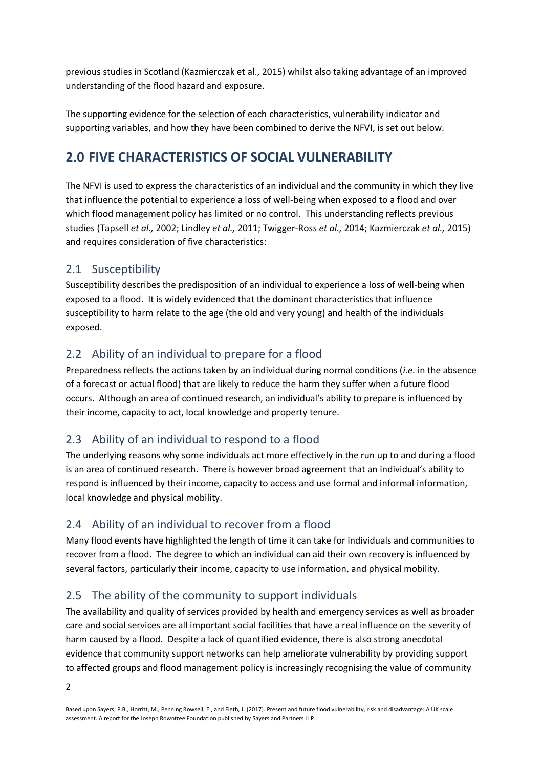previous studies in Scotland (Kazmierczak et al., 2015) whilst also taking advantage of an improved understanding of the flood hazard and exposure.

The supporting evidence for the selection of each characteristics, vulnerability indicator and supporting variables, and how they have been combined to derive the NFVI, is set out below.

# 2.0 FIVE CHARACTERISTICS OF SOCIAL VULNERABILITY

The NFVI is used to express the characteristics of an individual and the community in which they live that influence the potential to experience a loss of well-being when exposed to a flood and over which flood management policy has limited or no control. This understanding reflects previous studies (Tapsell *et al.,* 2002; Lindley *et al.,* 2011; Twigger-Ross *et al.,* 2014; Kazmierczak *et al.,* 2015) and requires consideration of five characteristics:

## 2.1 Susceptibility

Susceptibility describes the predisposition of an individual to experience a loss of well-being when exposed to a flood. It is widely evidenced that the dominant characteristics that influence susceptibility to harm relate to the age (the old and very young) and health of the individuals exposed.

## 2.2 Ability of an individual to prepare for a flood

Preparedness reflects the actions taken by an individual during normal conditions (*i.e.* in the absence of a forecast or actual flood) that are likely to reduce the harm they suffer when a future flood occurs. Although an area of continued research, an individual's ability to prepare is influenced by their income, capacity to act, local knowledge and property tenure.

## 2.3 Ability of an individual to respond to a flood

The underlying reasons why some individuals act more effectively in the run up to and during a flood is an area of continued research. There is however broad agreement that an individual's ability to respond is influenced by their income, capacity to access and use formal and informal information, local knowledge and physical mobility.

## 2.4 Ability of an individual to recover from a flood

Many flood events have highlighted the length of time it can take for individuals and communities to recover from a flood. The degree to which an individual can aid their own recovery is influenced by several factors, particularly their income, capacity to use information, and physical mobility.

## 2.5 The ability of the community to support individuals

The availability and quality of services provided by health and emergency services as well as broader care and social services are all important social facilities that have a real influence on the severity of harm caused by a flood. Despite a lack of quantified evidence, there is also strong anecdotal evidence that community support networks can help ameliorate vulnerability by providing support to affected groups and flood management policy is increasingly recognising the value of community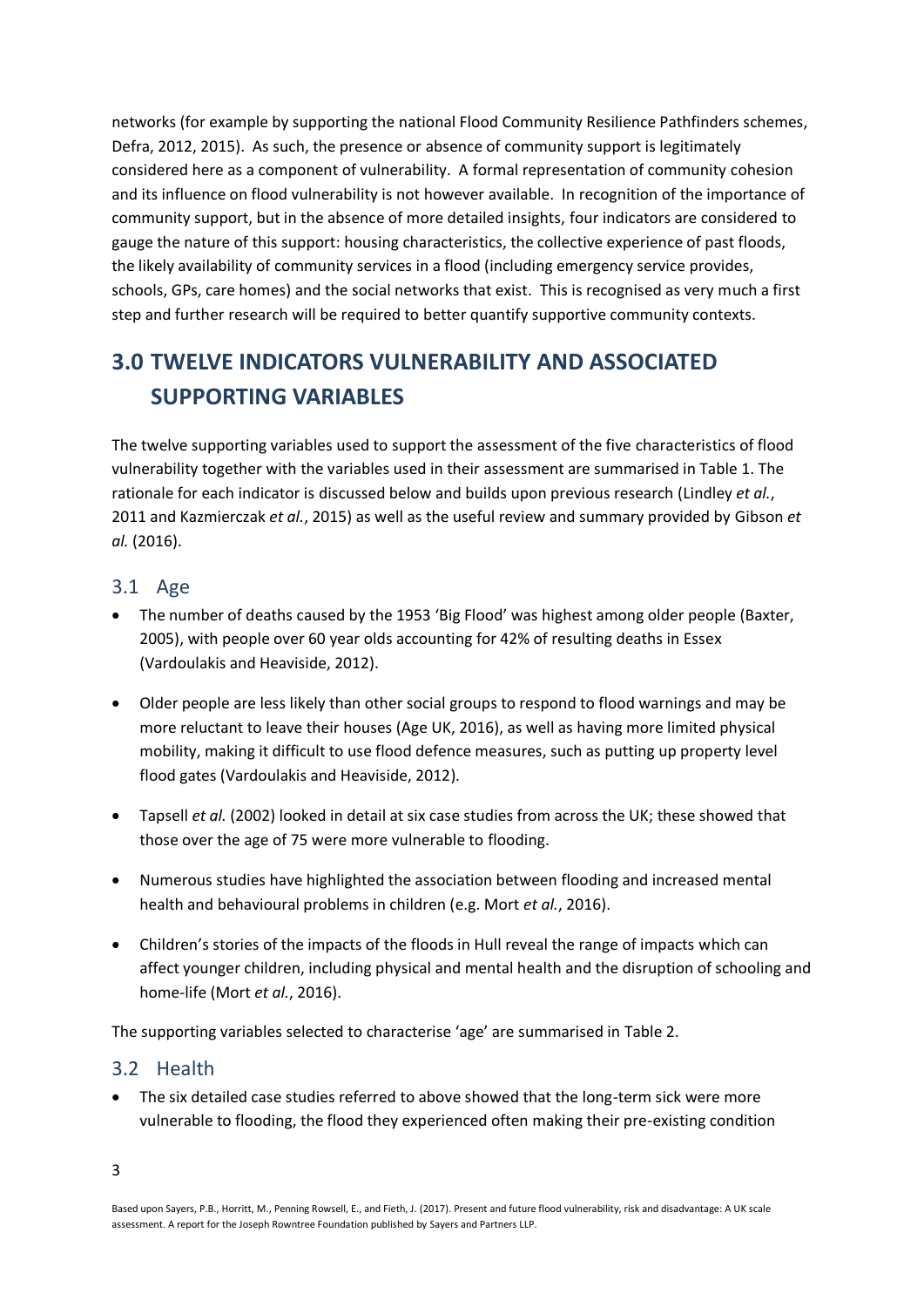networks (for example by supporting the national Flood Community Resilience Pathfinders schemes, Defra, 2012, 2015). As such, the presence or absence of community support is legitimately considered here as a component of vulnerability. A formal representation of community cohesion and its influence on flood vulnerability is not however available. In recognition of the importance of community support, but in the absence of more detailed insights, four indicators are considered to gauge the nature of this support: housing characteristics, the collective experience of past floods, the likely availability of community services in a flood (including emergency service provides, schools, GPs, care homes) and the social networks that exist. This is recognised as very much a first step and further research will be required to better quantify supportive community contexts.

# 3.0 TWELVE INDICATORS VULNERABILITY AND ASSOCIATED SUPPORTING VARIABLES

The twelve supporting variables used to support the assessment of the five characteristics of flood vulnerability together with the variables used in their assessment are summarised in Table 1. The rationale for each indicator is discussed below and builds upon previous research (Lindley *et al.*, 2011 and Kazmierczak *et al.*, 2015) as well as the useful review and summary provided by Gibson *et al.* (2016).

## 3.1 Age

- The number of deaths caused by the 1953 'Big Flood' was highest among older people (Baxter, 2005), with people over 60 year olds accounting for 42% of resulting deaths in Essex (Vardoulakis and Heaviside, 2012).
- Older people are less likely than other social groups to respond to flood warnings and may be more reluctant to leave their houses (Age UK, 2016), as well as having more limited physical mobility, making it difficult to use flood defence measures, such as putting up property level flood gates (Vardoulakis and Heaviside, 2012).
- Tapsell *et al.* (2002) looked in detail at six case studies from across the UK; these showed that those over the age of 75 were more vulnerable to flooding.
- Numerous studies have highlighted the association between flooding and increased mental health and behavioural problems in children (e.g. Mort *et al.*, 2016).
- Children's stories of the impacts of the floods in Hull reveal the range of impacts which can affect younger children, including physical and mental health and the disruption of schooling and home-life (Mort *et al.*, 2016).

The supporting variables selected to characterise 'age' are summarised in Table 2.

## 3.2 Health

- The six detailed case studies referred to above showed that the long-term sick were more vulnerable to flooding, the flood they experienced often making their pre-existing condition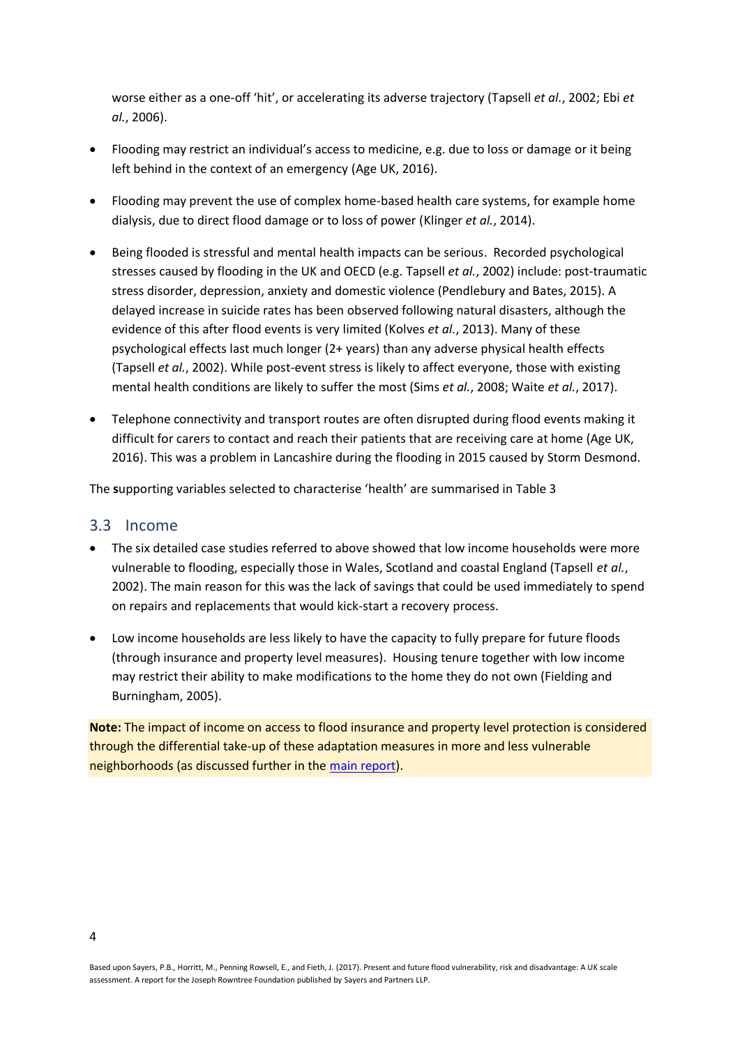worse either as a one-off 'hit', or accelerating its adverse trajectory (Tapsell *et al.*, 2002; Ebi *et al.*, 2006).

- Flooding may restrict an individual's access to medicine, e.g. due to loss or damage or it being left behind in the context of an emergency (Age UK, 2016).
- Flooding may prevent the use of complex home-based health care systems, for example home dialysis, due to direct flood damage or to loss of power (Klinger *et al.*, 2014).
- Being flooded is stressful and mental health impacts can be serious. Recorded psychological stresses caused by flooding in the UK and OECD (e.g. Tapsell *et al.*, 2002) include: post-traumatic stress disorder, depression, anxiety and domestic violence (Pendlebury and Bates, 2015). A delayed increase in suicide rates has been observed following natural disasters, although the evidence of this after flood events is very limited (Kolves *et al.*, 2013). Many of these psychological effects last much longer (2+ years) than any adverse physical health effects (Tapsell *et al.*, 2002). While post-event stress is likely to affect everyone, those with existing mental health conditions are likely to suffer the most (Sims *et al.*, 2008; Waite *et al.*, 2017).
- Telephone connectivity and transport routes are often disrupted during flood events making it difficult for carers to contact and reach their patients that are receiving care at home (Age UK, 2016). This was a problem in Lancashire during the flooding in 2015 caused by Storm Desmond.

The **s**upporting variables selected to characterise 'health' are summarised in Table 3

## 3.3 Income

- The six detailed case studies referred to above showed that low income households were more vulnerable to flooding, especially those in Wales, Scotland and coastal England (Tapsell *et al.*, 2002). The main reason for this was the lack of savings that could be used immediately to spend on repairs and replacements that would kick-start a recovery process.
- Low income households are less likely to have the capacity to fully prepare for future floods (through insurance and property level measures). Housing tenure together with low income may restrict their ability to make modifications to the home they do not own (Fielding and Burningham, 2005).

**Note:** The impact of income on access to flood insurance and property level protection is considered through the differential take-up of these adaptation measures in more and less vulnerable neighborhoods (as discussed further in the main report).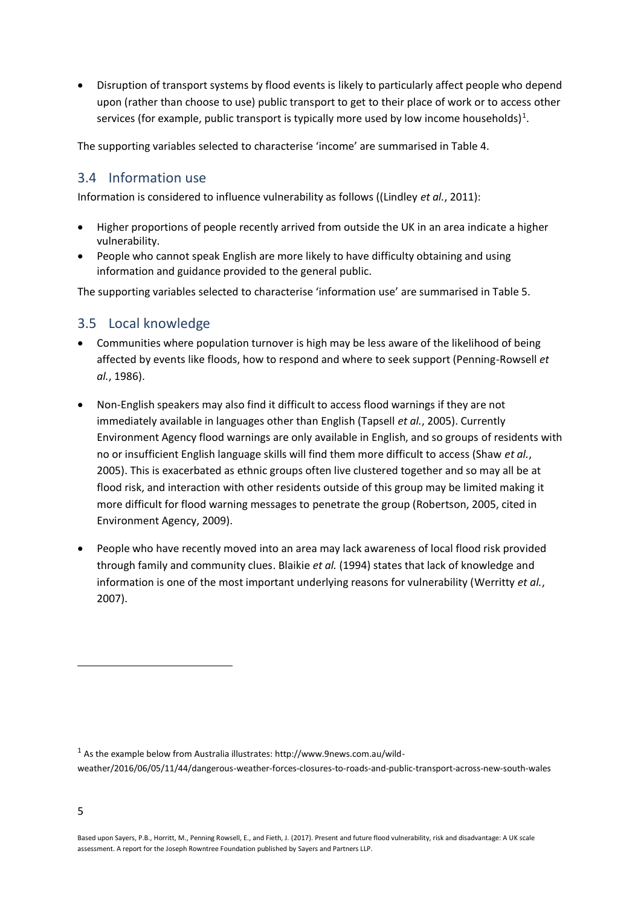- Disruption of transport systems by flood events is likely to particularly affect people who depend upon (rather than choose to use) public transport to get to their place of work or to access other services (for example, public transport is typically more used by low income households)[1].

The supporting variables selected to characterise 'income' are summarised in Table 4.

## 3.4 Information use

Information is considered to influence vulnerability as follows ((Lindley *et al.*, 2011):

- Higher proportions of people recently arrived from outside the UK in an area indicate a higher vulnerability.
- People who cannot speak English are more likely to have difficulty obtaining and using information and guidance provided to the general public.

The supporting variables selected to characterise 'information use' are summarised in Table 5.

## 3.5 Local knowledge

- Communities where population turnover is high may be less aware of the likelihood of being affected by events like floods, how to respond and where to seek support (Penning-Rowsell *et al.*, 1986).

- Non-English speakers may also find it difficult to access flood warnings if they are not immediately available in languages other than English (Tapsell *et al.*, 2005). Currently Environment Agency flood warnings are only available in English, and so groups of residents with no or insufficient English language skills will find them more difficult to access (Shaw *et al.*, 2005). This is exacerbated as ethnic groups often live clustered together and so may all be at flood risk, and interaction with other residents outside of this group may be limited making it more difficult for flood warning messages to penetrate the group (Robertson, 2005, cited in Environment Agency, 2009).

- People who have recently moved into an area may lack awareness of local flood risk provided through family and community clues. Blaikie *et al.* (1994) states that lack of knowledge and information is one of the most important underlying reasons for vulnerability (Werritty *et al.*, 2007).

---

[1] As the example below from Australia illustrates: http://www.9news.com.au/wild-weather/2016/06/05/11/44/dangerous-weather-forces-closures-to-roads-and-public-transport-across-new-south-wales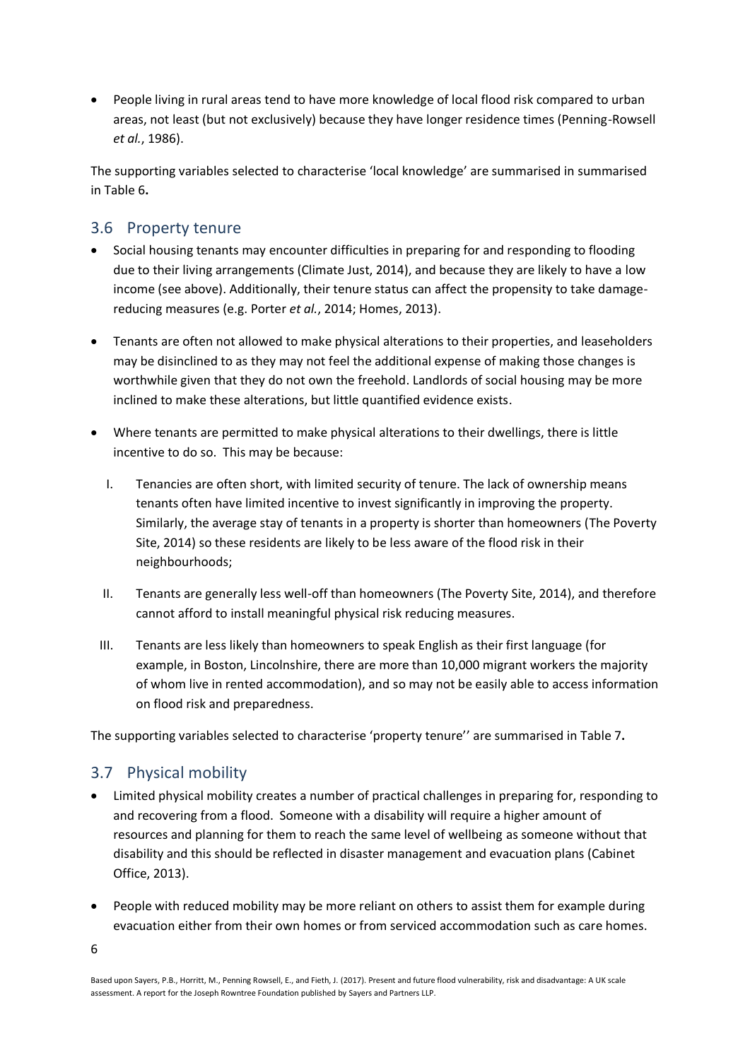- People living in rural areas tend to have more knowledge of local flood risk compared to urban areas, not least (but not exclusively) because they have longer residence times (Penning-Rowsell *et al.*, 1986).

The supporting variables selected to characterise 'local knowledge' are summarised in summarised in Table 6**.**

## 3.6 Property tenure

- Social housing tenants may encounter difficulties in preparing for and responding to flooding due to their living arrangements (Climate Just, 2014), and because they are likely to have a low income (see above). Additionally, their tenure status can affect the propensity to take damage-reducing measures (e.g. Porter *et al.*, 2014; Homes, 2013).
- Tenants are often not allowed to make physical alterations to their properties, and leaseholders may be disinclined to as they may not feel the additional expense of making those changes is worthwhile given that they do not own the freehold. Landlords of social housing may be more inclined to make these alterations, but little quantified evidence exists.
- Where tenants are permitted to make physical alterations to their dwellings, there is little incentive to do so. This may be because:
  - I. Tenancies are often short, with limited security of tenure. The lack of ownership means tenants often have limited incentive to invest significantly in improving the property. Similarly, the average stay of tenants in a property is shorter than homeowners (The Poverty Site, 2014) so these residents are likely to be less aware of the flood risk in their neighbourhoods;
  - II. Tenants are generally less well-off than homeowners (The Poverty Site, 2014), and therefore cannot afford to install meaningful physical risk reducing measures.
  - III. Tenants are less likely than homeowners to speak English as their first language (for example, in Boston, Lincolnshire, there are more than 10,000 migrant workers the majority of whom live in rented accommodation), and so may not be easily able to access information on flood risk and preparedness.

The supporting variables selected to characterise 'property tenure'' are summarised in Table 7**.**

## 3.7 Physical mobility

- Limited physical mobility creates a number of practical challenges in preparing for, responding to and recovering from a flood. Someone with a disability will require a higher amount of resources and planning for them to reach the same level of wellbeing as someone without that disability and this should be reflected in disaster management and evacuation plans (Cabinet Office, 2013).
- People with reduced mobility may be more reliant on others to assist them for example during evacuation either from their own homes or from serviced accommodation such as care homes.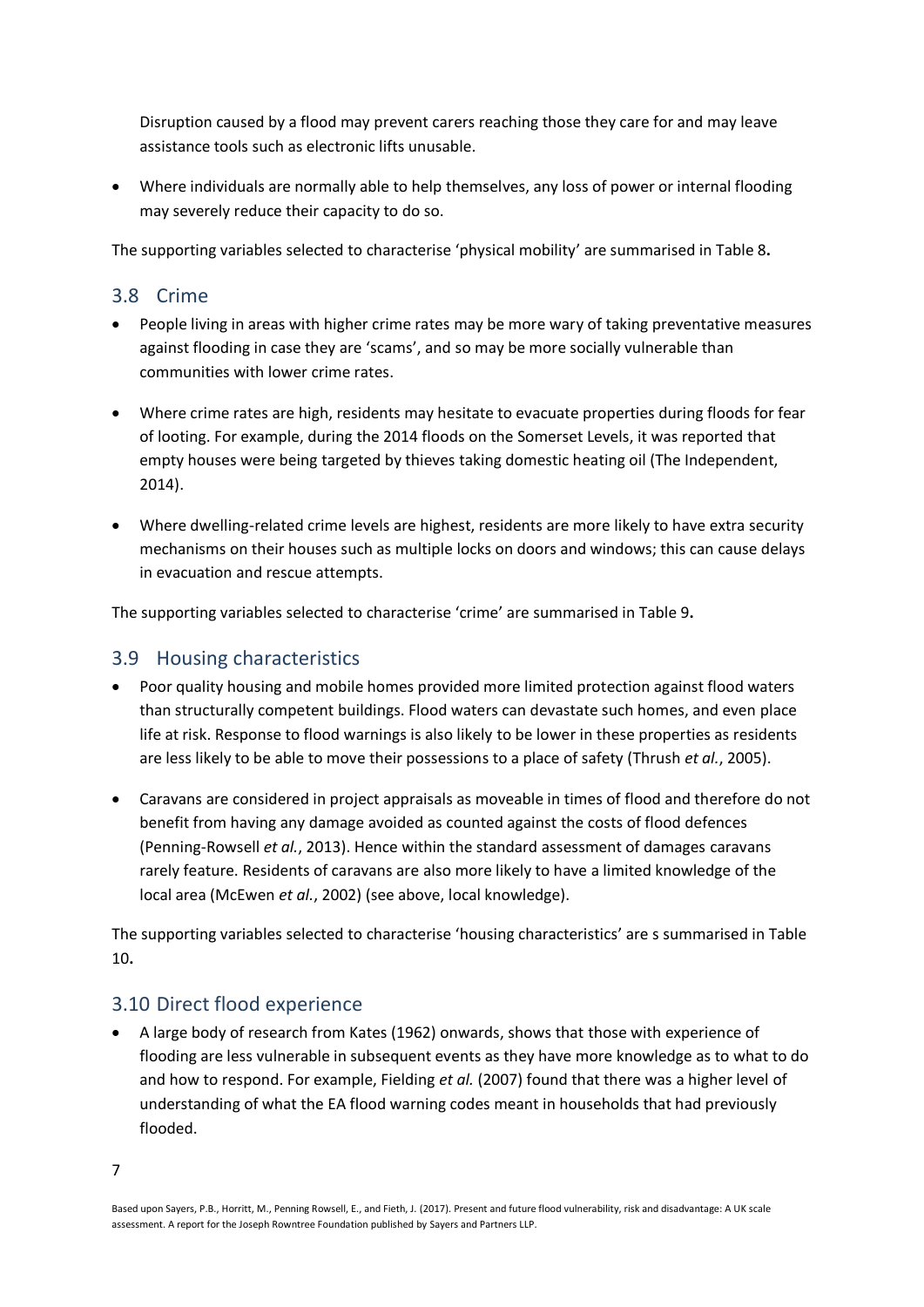Disruption caused by a flood may prevent carers reaching those they care for and may leave assistance tools such as electronic lifts unusable.

- Where individuals are normally able to help themselves, any loss of power or internal flooding may severely reduce their capacity to do so.

The supporting variables selected to characterise 'physical mobility' are summarised in Table 8**.**

## 3.8 Crime

- People living in areas with higher crime rates may be more wary of taking preventative measures against flooding in case they are 'scams', and so may be more socially vulnerable than communities with lower crime rates.
- Where crime rates are high, residents may hesitate to evacuate properties during floods for fear of looting. For example, during the 2014 floods on the Somerset Levels, it was reported that empty houses were being targeted by thieves taking domestic heating oil (The Independent, 2014).
- Where dwelling-related crime levels are highest, residents are more likely to have extra security mechanisms on their houses such as multiple locks on doors and windows; this can cause delays in evacuation and rescue attempts.

The supporting variables selected to characterise 'crime' are summarised in Table 9**.**

## 3.9 Housing characteristics

- Poor quality housing and mobile homes provided more limited protection against flood waters than structurally competent buildings. Flood waters can devastate such homes, and even place life at risk. Response to flood warnings is also likely to be lower in these properties as residents are less likely to be able to move their possessions to a place of safety (Thrush *et al.*, 2005).
- Caravans are considered in project appraisals as moveable in times of flood and therefore do not benefit from having any damage avoided as counted against the costs of flood defences (Penning-Rowsell *et al.*, 2013). Hence within the standard assessment of damages caravans rarely feature. Residents of caravans are also more likely to have a limited knowledge of the local area (McEwen *et al.*, 2002) (see above, local knowledge).

The supporting variables selected to characterise 'housing characteristics' are s summarised in Table 10**.**

## 3.10 Direct flood experience

- A large body of research from Kates (1962) onwards, shows that those with experience of flooding are less vulnerable in subsequent events as they have more knowledge as to what to do and how to respond. For example, Fielding *et al.* (2007) found that there was a higher level of understanding of what the EA flood warning codes meant in households that had previously flooded.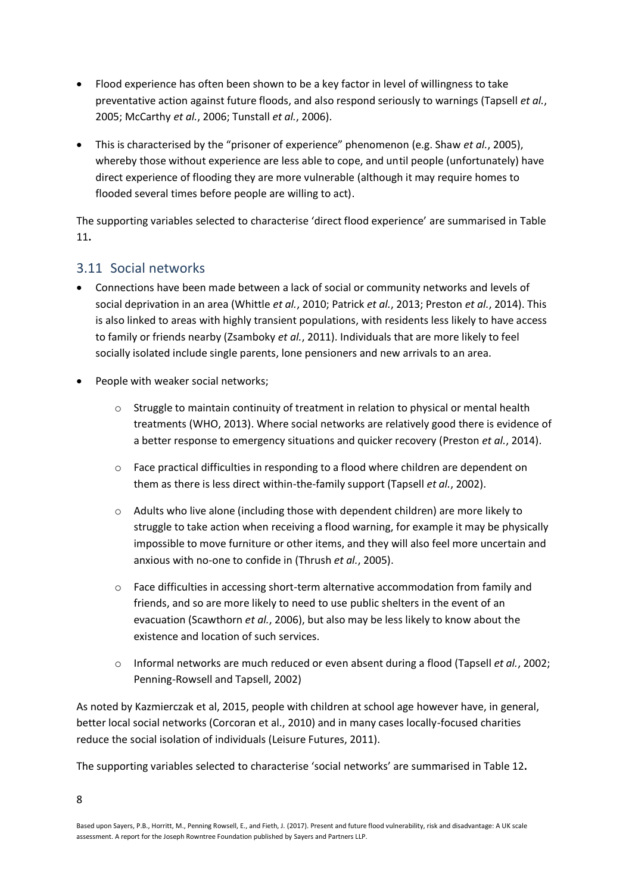- Flood experience has often been shown to be a key factor in level of willingness to take preventative action against future floods, and also respond seriously to warnings (Tapsell *et al.*, 2005; McCarthy *et al.*, 2006; Tunstall *et al.*, 2006).
- This is characterised by the "prisoner of experience" phenomenon (e.g. Shaw *et al.*, 2005), whereby those without experience are less able to cope, and until people (unfortunately) have direct experience of flooding they are more vulnerable (although it may require homes to flooded several times before people are willing to act).

The supporting variables selected to characterise 'direct flood experience' are summarised in Table 11**.**

## 3.11 Social networks

- Connections have been made between a lack of social or community networks and levels of social deprivation in an area (Whittle *et al.*, 2010; Patrick *et al.*, 2013; Preston *et al.*, 2014). This is also linked to areas with highly transient populations, with residents less likely to have access to family or friends nearby (Zsamboky *et al.*, 2011). Individuals that are more likely to feel socially isolated include single parents, lone pensioners and new arrivals to an area.
- People with weaker social networks;
  - Struggle to maintain continuity of treatment in relation to physical or mental health treatments (WHO, 2013). Where social networks are relatively good there is evidence of a better response to emergency situations and quicker recovery (Preston *et al.*, 2014).
  - Face practical difficulties in responding to a flood where children are dependent on them as there is less direct within-the-family support (Tapsell *et al.*, 2002).
  - Adults who live alone (including those with dependent children) are more likely to struggle to take action when receiving a flood warning, for example it may be physically impossible to move furniture or other items, and they will also feel more uncertain and anxious with no-one to confide in (Thrush *et al.*, 2005).
  - Face difficulties in accessing short-term alternative accommodation from family and friends, and so are more likely to need to use public shelters in the event of an evacuation (Scawthorn *et al.*, 2006), but also may be less likely to know about the existence and location of such services.
  - Informal networks are much reduced or even absent during a flood (Tapsell *et al.*, 2002; Penning-Rowsell and Tapsell, 2002)

As noted by Kazmierczak et al, 2015, people with children at school age however have, in general, better local social networks (Corcoran et al., 2010) and in many cases locally-focused charities reduce the social isolation of individuals (Leisure Futures, 2011).

The supporting variables selected to characterise 'social networks' are summarised in Table 12**.**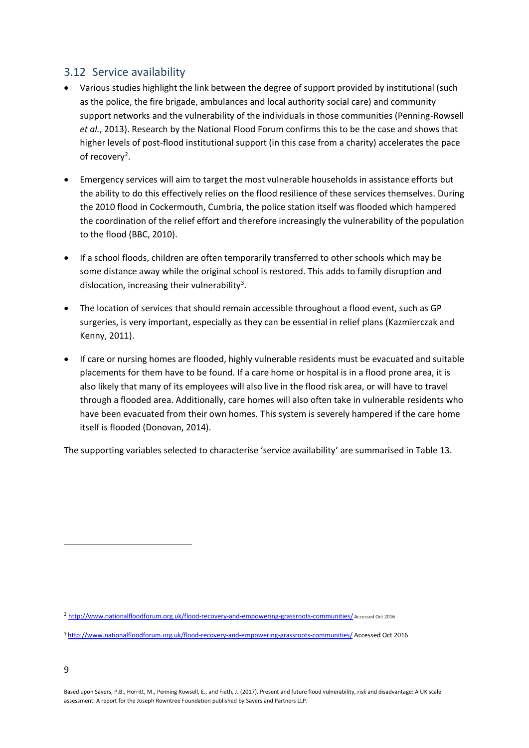## 3.12 Service availability

- Various studies highlight the link between the degree of support provided by institutional (such as the police, the fire brigade, ambulances and local authority social care) and community support networks and the vulnerability of the individuals in those communities (Penning-Rowsell *et al.*, 2013). Research by the National Flood Forum confirms this to be the case and shows that higher levels of post-flood institutional support (in this case from a charity) accelerates the pace of recovery[2].
- Emergency services will aim to target the most vulnerable households in assistance efforts but the ability to do this effectively relies on the flood resilience of these services themselves. During the 2010 flood in Cockermouth, Cumbria, the police station itself was flooded which hampered the coordination of the relief effort and therefore increasingly the vulnerability of the population to the flood (BBC, 2010).
- If a school floods, children are often temporarily transferred to other schools which may be some distance away while the original school is restored. This adds to family disruption and dislocation, increasing their vulnerability[3].
- The location of services that should remain accessible throughout a flood event, such as GP surgeries, is very important, especially as they can be essential in relief plans (Kazmierczak and Kenny, 2011).
- If care or nursing homes are flooded, highly vulnerable residents must be evacuated and suitable placements for them have to be found. If a care home or hospital is in a flood prone area, it is also likely that many of its employees will also live in the flood risk area, or will have to travel through a flooded area. Additionally, care homes will also often take in vulnerable residents who have been evacuated from their own homes. This system is severely hampered if the care home itself is flooded (Donovan, 2014).

The supporting variables selected to characterise 'service availability' are summarised in Table 13.

---

[2] http://www.nationalfloodforum.org.uk/flood-recovery-and-empowering-grassroots-communities/ Accessed Oct 2016

[3] http://www.nationalfloodforum.org.uk/flood-recovery-and-empowering-grassroots-communities/ Accessed Oct 2016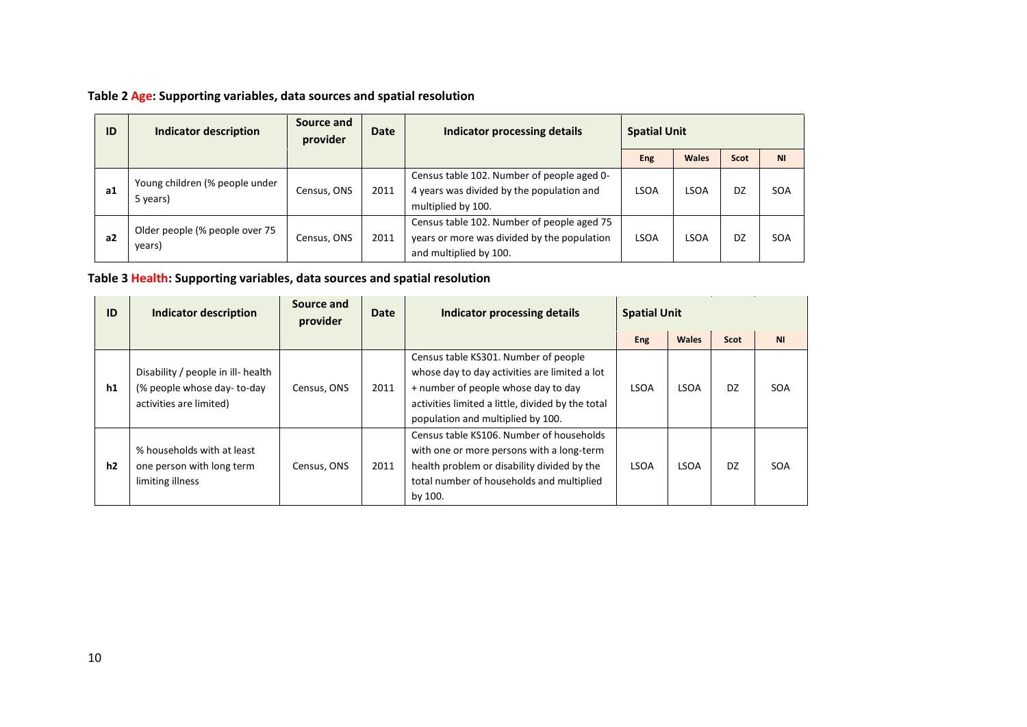**Table 2 Age: Supporting variables, data sources and spatial resolution**

| ID | Indicator description | Source and provider | Date | Indicator processing details | Spatial Unit | | | |
|---|---|---|---|---|---|---|---|---|
| | | | | | Eng | Wales | Scot | NI |
| a1 | Young children (% people under 5 years) | Census, ONS | 2011 | Census table 102. Number of people aged 0-4 years was divided by the population and multiplied by 100. | LSOA | LSOA | DZ | SOA |
| a2 | Older people (% people over 75 years) | Census, ONS | 2011 | Census table 102. Number of people aged 75 years or more was divided by the population and multiplied by 100. | LSOA | LSOA | DZ | SOA |

**Table 3 Health: Supporting variables, data sources and spatial resolution**

| ID | Indicator description | Source and provider | Date | Indicator processing details | Spatial Unit | | | |
|---|---|---|---|---|---|---|---|---|
| | | | | | Eng | Wales | Scot | NI |
| h1 | Disability / people in ill- health (% people whose day- to-day activities are limited) | Census, ONS | 2011 | Census table KS301. Number of people whose day to day activities are limited a lot + number of people whose day to day activities limited a little, divided by the total population and multiplied by 100. | LSOA | LSOA | DZ | SOA |
| h2 | % households with at least one person with long term limiting illness | Census, ONS | 2011 | Census table KS106. Number of households with one or more persons with a long-term health problem or disability divided by the total number of households and multiplied by 100. | LSOA | LSOA | DZ | SOA |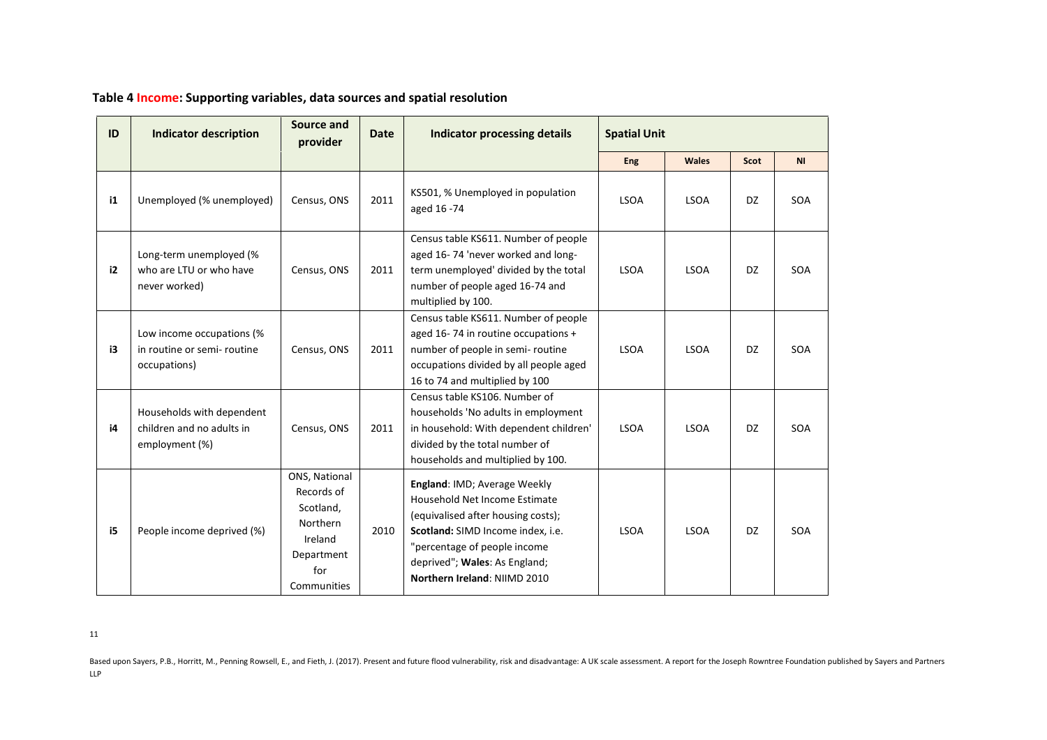**Table 4 Income: Supporting variables, data sources and spatial resolution**

| ID | Indicator description | Source and provider | Date | Indicator processing details | Spatial Unit | | | |
|---|---|---|---|---|---|---|---|---|
| | | | | | Eng | Wales | Scot | NI |
| i1 | Unemployed (% unemployed) | Census, ONS | 2011 | KS501, % Unemployed in population aged 16 -74 | LSOA | LSOA | DZ | SOA |
| i2 | Long-term unemployed (% who are LTU or who have never worked) | Census, ONS | 2011 | Census table KS611. Number of people aged 16- 74 'never worked and long-term unemployed' divided by the total number of people aged 16-74 and multiplied by 100. | LSOA | LSOA | DZ | SOA |
| i3 | Low income occupations (% in routine or semi- routine occupations) | Census, ONS | 2011 | Census table KS611. Number of people aged 16- 74 in routine occupations + number of people in semi- routine occupations divided by all people aged 16 to 74 and multiplied by 100 | LSOA | LSOA | DZ | SOA |
| i4 | Households with dependent children and no adults in employment (%) | Census, ONS | 2011 | Census table KS106. Number of households 'No adults in employment in household: With dependent children' divided by the total number of households and multiplied by 100. | LSOA | LSOA | DZ | SOA |
| i5 | People income deprived (%) | ONS, National Records of Scotland, Northern Ireland Department for Communities | 2010 | **England**: IMD; Average Weekly Household Net Income Estimate (equivalised after housing costs); **Scotland:** SIMD Income index, i.e. "percentage of people income deprived"; **Wales**: As England; **Northern Ireland**: NIIMD 2010 | LSOA | LSOA | DZ | SOA |

Based upon Sayers, P.B., Horritt, M., Penning Rowsell, E., and Fieth, J. (2017). Present and future flood vulnerability, risk and disadvantage: A UK scale assessment. A report for the Joseph Rowntree Foundation published by Sayers and Partners LLP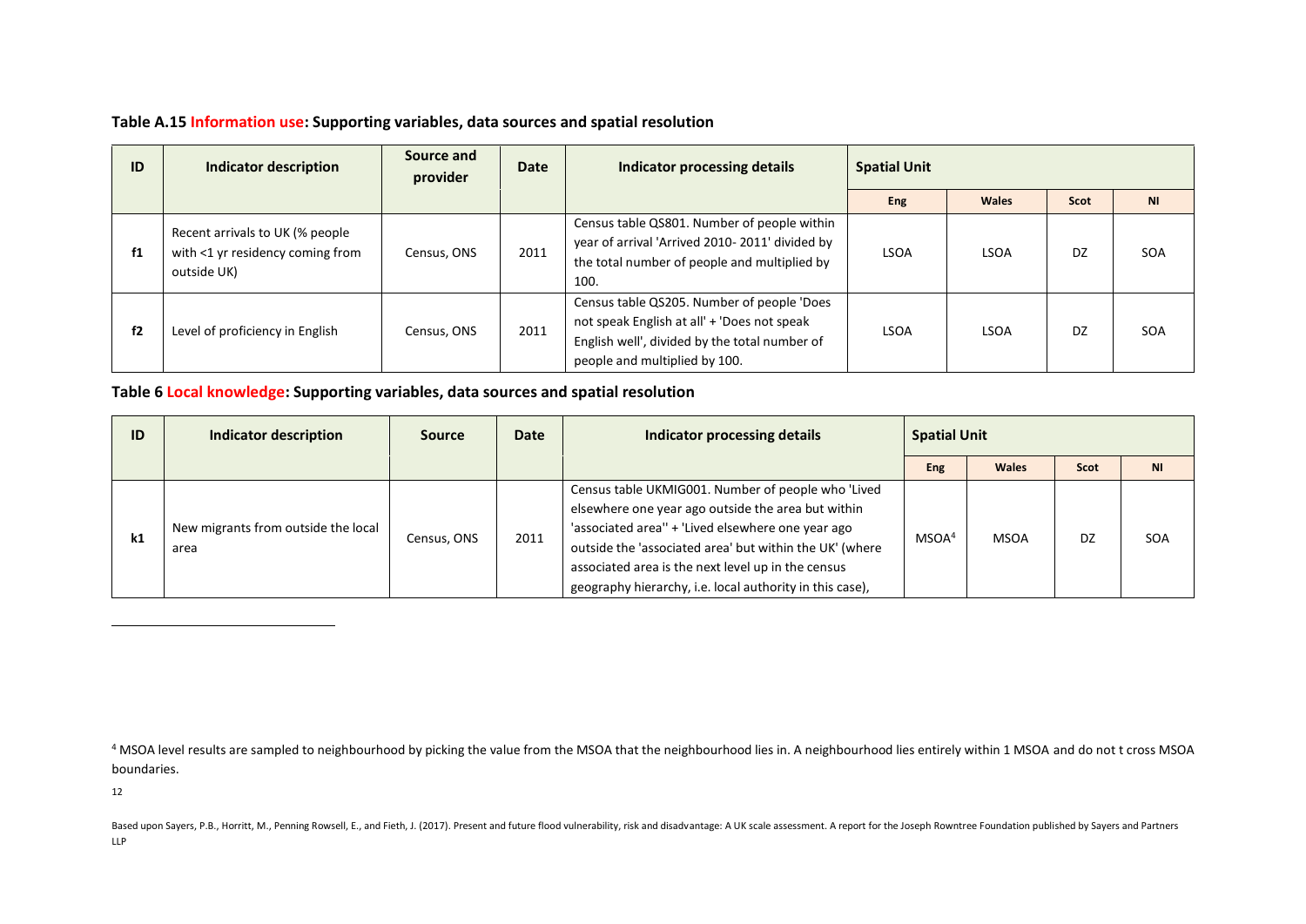**Table A.15 Information use: Supporting variables, data sources and spatial resolution**

| ID | Indicator description | Source and provider | Date | Indicator processing details | Spatial Unit | | | |
|---|---|---|---|---|---|---|---|---|
| | | | | | Eng | Wales | Scot | NI |
| f1 | Recent arrivals to UK (% people with <1 yr residency coming from outside UK) | Census, ONS | 2011 | Census table QS801. Number of people within year of arrival 'Arrived 2010- 2011' divided by the total number of people and multiplied by 100. | LSOA | LSOA | DZ | SOA |
| f2 | Level of proficiency in English | Census, ONS | 2011 | Census table QS205. Number of people 'Does not speak English at all' + 'Does not speak English well', divided by the total number of people and multiplied by 100. | LSOA | LSOA | DZ | SOA |

**Table 6 Local knowledge: Supporting variables, data sources and spatial resolution**

| ID | Indicator description | Source | Date | Indicator processing details | Spatial Unit | | | |
|---|---|---|---|---|---|---|---|---|
| | | | | | Eng | Wales | Scot | NI |
| k1 | New migrants from outside the local area | Census, ONS | 2011 | Census table UKMIG001. Number of people who 'Lived elsewhere one year ago outside the area but within 'associated area'' + 'Lived elsewhere one year ago outside the 'associated area' but within the UK' (where associated area is the next level up in the census geography hierarchy, i.e. local authority in this case), | MSOA[4] | MSOA | DZ | SOA |

[4] MSOA level results are sampled to neighbourhood by picking the value from the MSOA that the neighbourhood lies in. A neighbourhood lies entirely within 1 MSOA and do not t cross MSOA boundaries.

Based upon Sayers, P.B., Horritt, M., Penning Rowsell, E., and Fieth, J. (2017). Present and future flood vulnerability, risk and disadvantage: A UK scale assessment. A report for the Joseph Rowntree Foundation published by Sayers and Partners LLP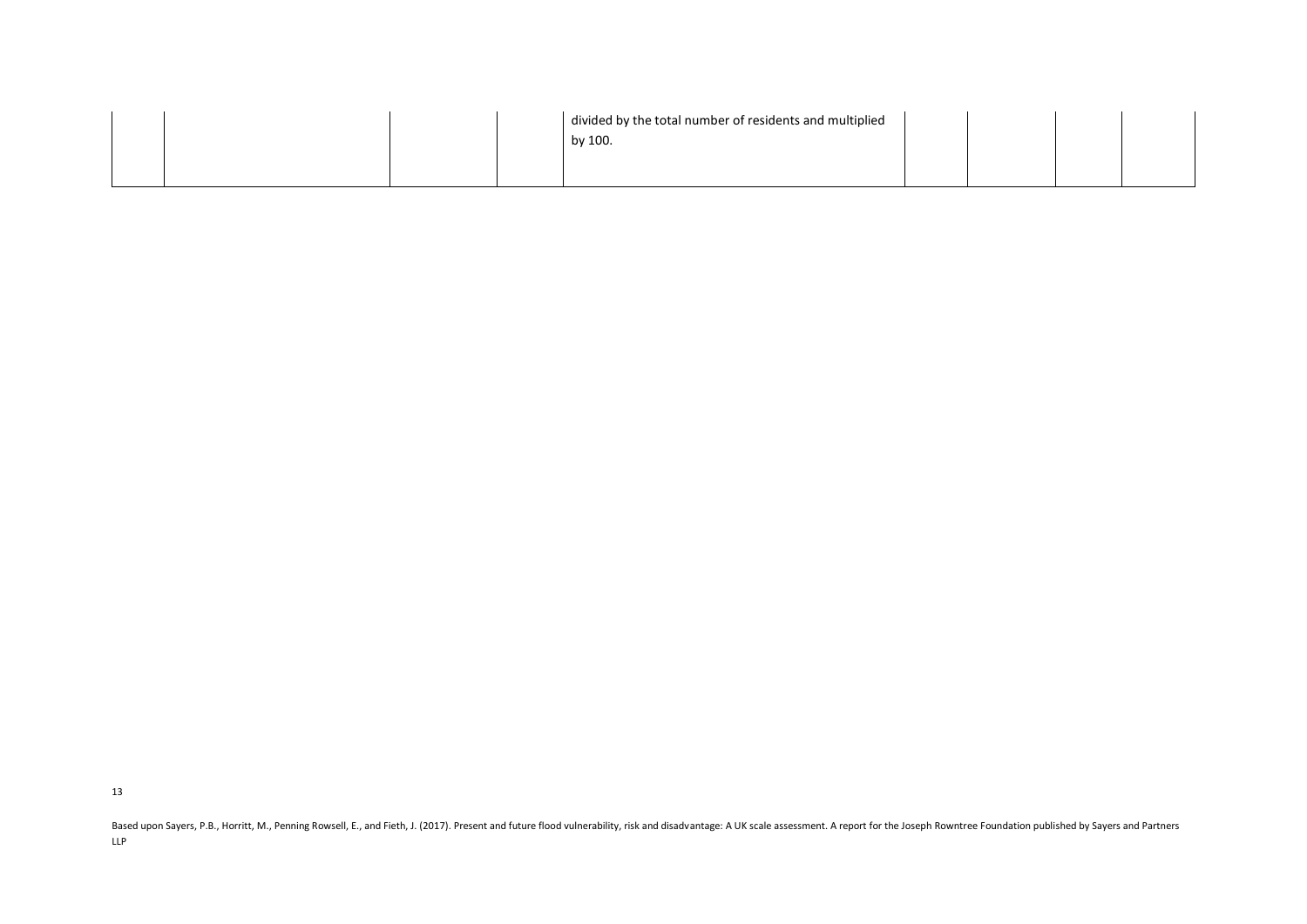| | | | | | | | | |
|---|---|---|---|---|---|---|---|---|
| | | | | divided by the total number of residents and multiplied by 100. | | | | |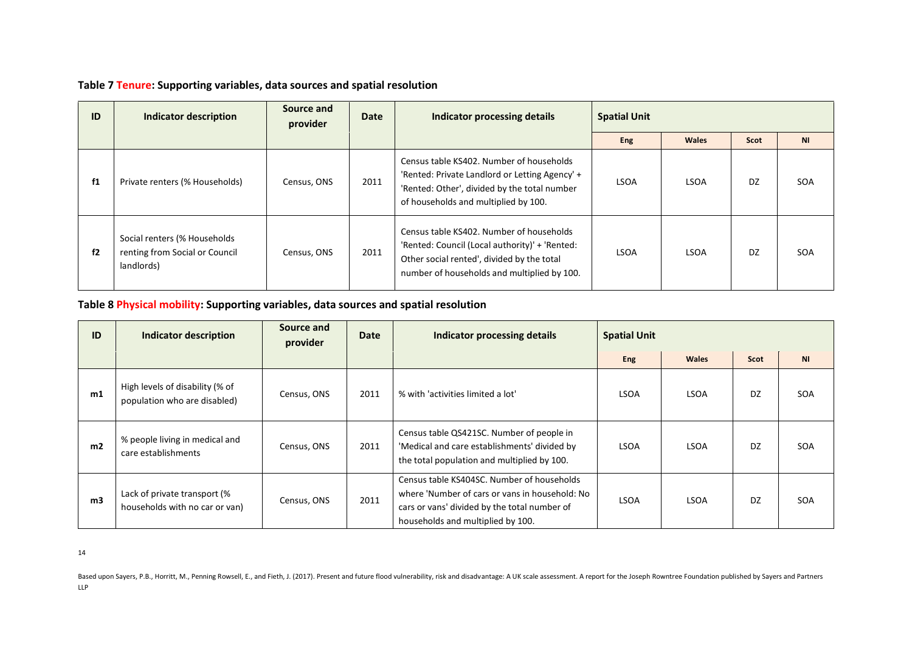### Table 7 Tenure: Supporting variables, data sources and spatial resolution

| ID | Indicator description | Source and provider | Date | Indicator processing details | Spatial Unit | | | |
|---|---|---|---|---|---|---|---|---|
| | | | | | Eng | Wales | Scot | NI |
| f1 | Private renters (% Households) | Census, ONS | 2011 | Census table KS402. Number of households 'Rented: Private Landlord or Letting Agency' + 'Rented: Other', divided by the total number of households and multiplied by 100. | LSOA | LSOA | DZ | SOA |
| f2 | Social renters (% Households renting from Social or Council landlords) | Census, ONS | 2011 | Census table KS402. Number of households 'Rented: Council (Local authority)' + 'Rented: Other social rented', divided by the total number of households and multiplied by 100. | LSOA | LSOA | DZ | SOA |

### Table 8 Physical mobility: Supporting variables, data sources and spatial resolution

| ID | Indicator description | Source and provider | Date | Indicator processing details | Spatial Unit | | | |
|---|---|---|---|---|---|---|---|---|
| | | | | | Eng | Wales | Scot | NI |
| m1 | High levels of disability (% of population who are disabled) | Census, ONS | 2011 | % with 'activities limited a lot' | LSOA | LSOA | DZ | SOA |
| m2 | % people living in medical and care establishments | Census, ONS | 2011 | Census table QS421SC. Number of people in 'Medical and care establishments' divided by the total population and multiplied by 100. | LSOA | LSOA | DZ | SOA |
| m3 | Lack of private transport (% households with no car or van) | Census, ONS | 2011 | Census table KS404SC. Number of households where 'Number of cars or vans in household: No cars or vans' divided by the total number of households and multiplied by 100. | LSOA | LSOA | DZ | SOA |

Based upon Sayers, P.B., Horritt, M., Penning Rowsell, E., and Fieth, J. (2017). Present and future flood vulnerability, risk and disadvantage: A UK scale assessment. A report for the Joseph Rowntree Foundation published by Sayers and Partners LLP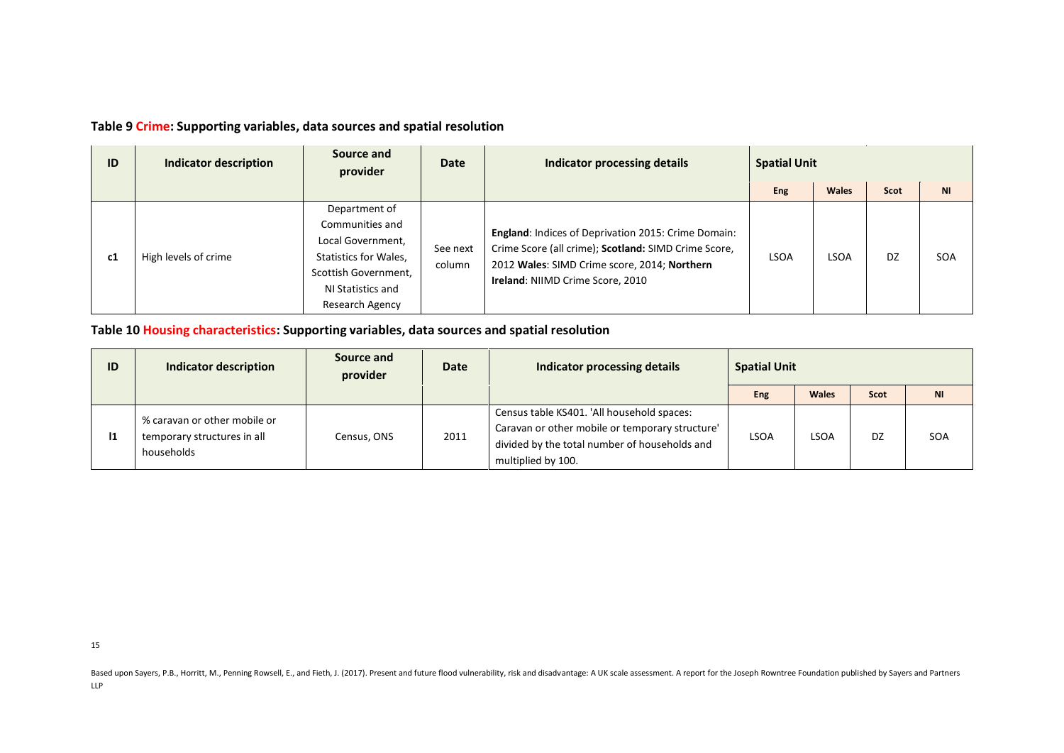**Table 9 Crime: Supporting variables, data sources and spatial resolution**

| ID | Indicator description | Source and provider | Date | Indicator processing details | Spatial Unit | | | |
|---|---|---|---|---|---|---|---|---|
| | | | | | Eng | Wales | Scot | NI |
| c1 | High levels of crime | Department of Communities and Local Government, Statistics for Wales, Scottish Government, NI Statistics and Research Agency | See next column | **England**: Indices of Deprivation 2015: Crime Domain: Crime Score (all crime); **Scotland:** SIMD Crime Score, 2012 **Wales**: SIMD Crime score, 2014; **Northern Ireland**: NIIMD Crime Score, 2010 | LSOA | LSOA | DZ | SOA |

**Table 10 Housing characteristics: Supporting variables, data sources and spatial resolution**

| ID | Indicator description | Source and provider | Date | Indicator processing details | Spatial Unit | | | |
|---|---|---|---|---|---|---|---|---|
| | | | | | Eng | Wales | Scot | NI |
| l1 | % caravan or other mobile or temporary structures in all households | Census, ONS | 2011 | Census table KS401. 'All household spaces: Caravan or other mobile or temporary structure' divided by the total number of households and multiplied by 100. | LSOA | LSOA | DZ | SOA |

Based upon Sayers, P.B., Horritt, M., Penning Rowsell, E., and Fieth, J. (2017). Present and future flood vulnerability, risk and disadvantage: A UK scale assessment. A report for the Joseph Rowntree Foundation published by Sayers and Partners LLP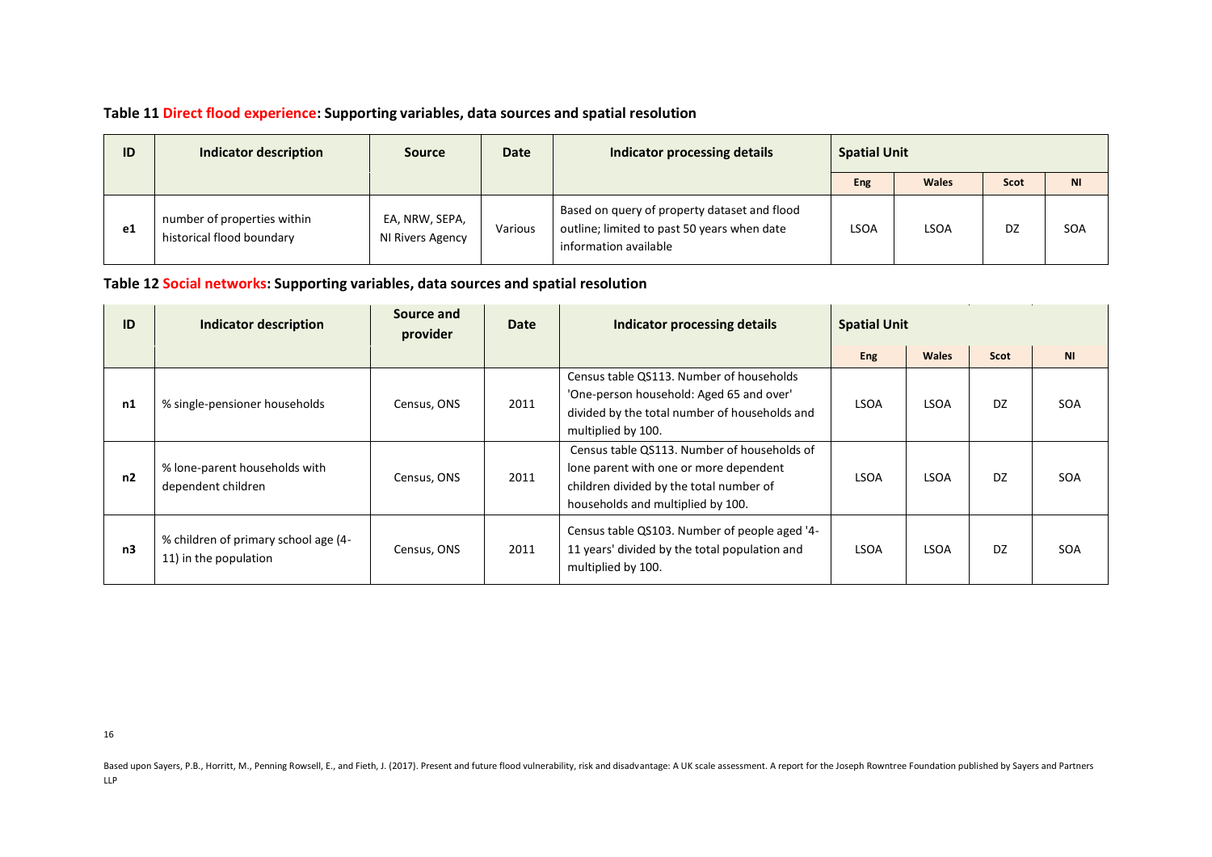**Table 11 Direct flood experience: Supporting variables, data sources and spatial resolution**

| ID | Indicator description | Source | Date | Indicator processing details | Spatial Unit | | | |
|---|---|---|---|---|---|---|---|---|
| | | | | | Eng | Wales | Scot | NI |
| e1 | number of properties within historical flood boundary | EA, NRW, SEPA, NI Rivers Agency | Various | Based on query of property dataset and flood outline; limited to past 50 years when date information available | LSOA | LSOA | DZ | SOA |

**Table 12 Social networks: Supporting variables, data sources and spatial resolution**

| ID | Indicator description | Source and provider | Date | Indicator processing details | Spatial Unit | | | |
|---|---|---|---|---|---|---|---|---|
| | | | | | Eng | Wales | Scot | NI |
| n1 | % single-pensioner households | Census, ONS | 2011 | Census table QS113. Number of households 'One-person household: Aged 65 and over' divided by the total number of households and multiplied by 100. | LSOA | LSOA | DZ | SOA |
| n2 | % lone-parent households with dependent children | Census, ONS | 2011 | Census table QS113. Number of households of lone parent with one or more dependent children divided by the total number of households and multiplied by 100. | LSOA | LSOA | DZ | SOA |
| n3 | % children of primary school age (4-11) in the population | Census, ONS | 2011 | Census table QS103. Number of people aged '4-11 years' divided by the total population and multiplied by 100. | LSOA | LSOA | DZ | SOA |

Based upon Sayers, P.B., Horritt, M., Penning Rowsell, E., and Fieth, J. (2017). Present and future flood vulnerability, risk and disadvantage: A UK scale assessment. A report for the Joseph Rowntree Foundation published by Sayers and Partners LLP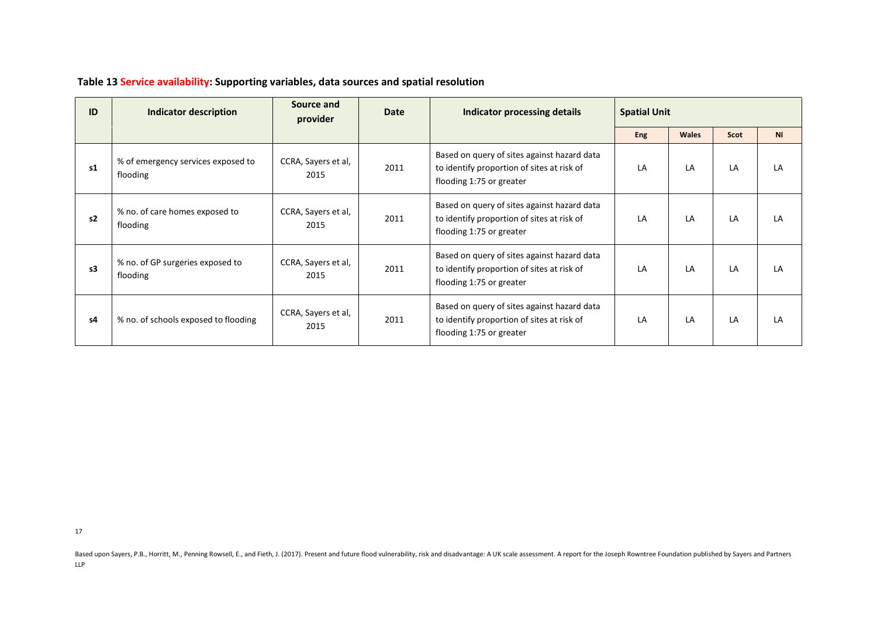**Table 13 Service availability: Supporting variables, data sources and spatial resolution**

| ID | Indicator description | Source and provider | Date | Indicator processing details | Spatial Unit | | | |
|---|---|---|---|---|---|---|---|---|
| | | | | | Eng | Wales | Scot | NI |
| s1 | % of emergency services exposed to flooding | CCRA, Sayers et al, 2015 | 2011 | Based on query of sites against hazard data to identify proportion of sites at risk of flooding 1:75 or greater | LA | LA | LA | LA |
| s2 | % no. of care homes exposed to flooding | CCRA, Sayers et al, 2015 | 2011 | Based on query of sites against hazard data to identify proportion of sites at risk of flooding 1:75 or greater | LA | LA | LA | LA |
| s3 | % no. of GP surgeries exposed to flooding | CCRA, Sayers et al, 2015 | 2011 | Based on query of sites against hazard data to identify proportion of sites at risk of flooding 1:75 or greater | LA | LA | LA | LA |
| s4 | % no. of schools exposed to flooding | CCRA, Sayers et al, 2015 | 2011 | Based on query of sites against hazard data to identify proportion of sites at risk of flooding 1:75 or greater | LA | LA | LA | LA |

Based upon Sayers, P.B., Horritt, M., Penning Rowsell, E., and Fieth, J. (2017). Present and future flood vulnerability, risk and disadvantage: A UK scale assessment. A report for the Joseph Rowntree Foundation published by Sayers and Partners LLP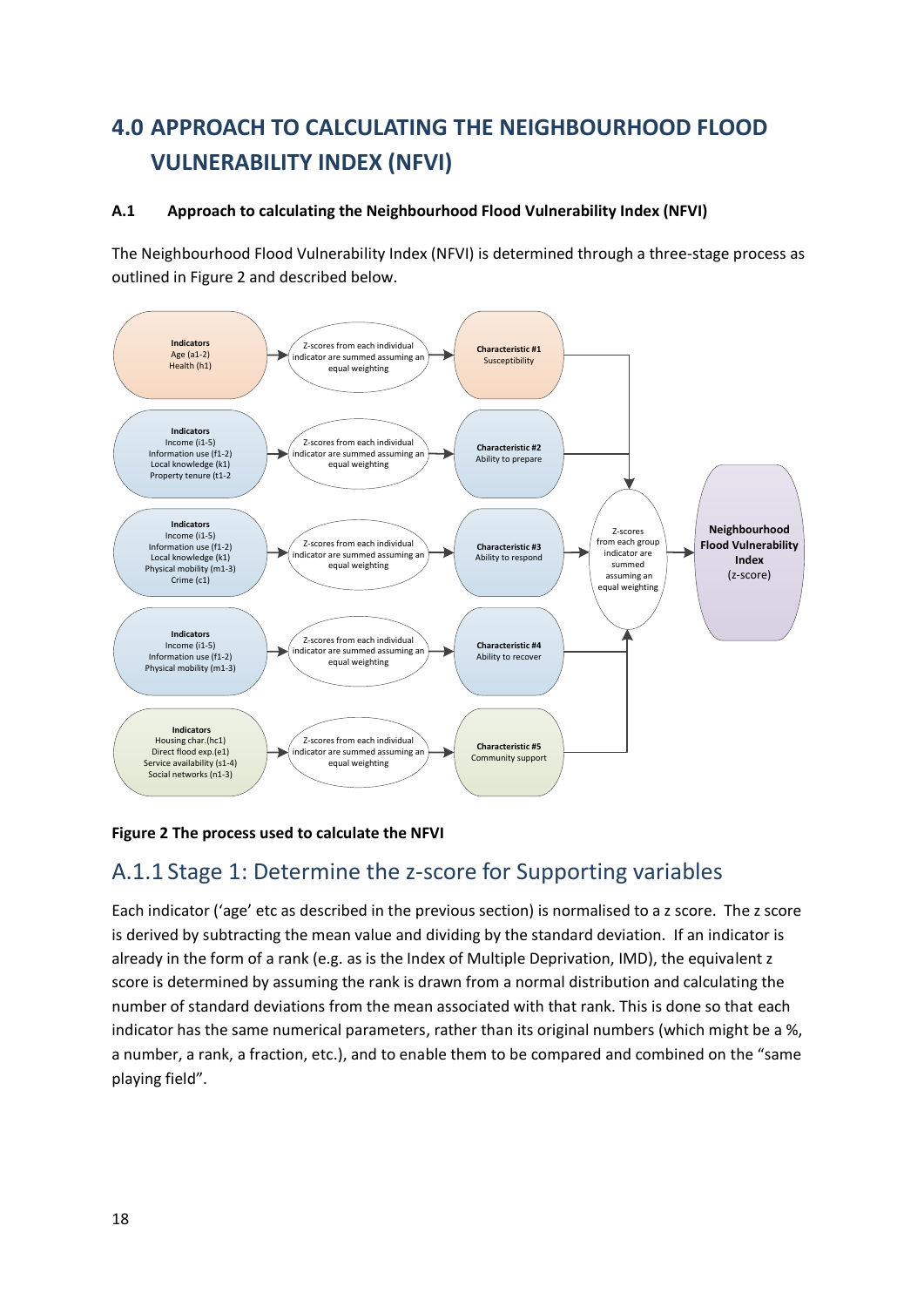# 4.0 APPROACH TO CALCULATING THE NEIGHBOURHOOD FLOOD VULNERABILITY INDEX (NFVI)

### A.1 Approach to calculating the Neighbourhood Flood Vulnerability Index (NFVI)

The Neighbourhood Flood Vulnerability Index (NFVI) is determined through a three-stage process as outlined in Figure 2 and described below.

| Indicators | | Characteristic |
|---|---|---|
| **Indicators** Age (a1-2) Health (h1) | Z-scores from each individual indicator are summed assuming an equal weighting | **Characteristic #1** Susceptibility |
| **Indicators** Income (i1-5) Information use (f1-2) Local knowledge (k1) Property tenure (t1-2 | Z-scores from each individual indicator are summed assuming an equal weighting | **Characteristic #2** Ability to prepare |
| **Indicators** Income (i1-5) Information use (f1-2) Local knowledge (k1) Physical mobility (m1-3) Crime (c1) | Z-scores from each individual indicator are summed assuming an equal weighting | **Characteristic #3** Ability to respond |
| **Indicators** Income (i1-5) Information use (f1-2) Physical mobility (m1-3) | Z-scores from each individual indicator are summed assuming an equal weighting | **Characteristic #4** Ability to recover |
| **Indicators** Housing char.(hc1) Direct flood exp.(e1) Service availability (s1-4) Social networks (n1-3) | Z-scores from each individual indicator are summed assuming an equal weighting | **Characteristic #5** Community support |

Z-scores from each group indicator are summed assuming an equal weighting → **Neighbourhood Flood Vulnerability Index** (z-score)

**Figure 2 The process used to calculate the NFVI**

### A.1.1 Stage 1: Determine the z-score for Supporting variables

Each indicator ('age' etc as described in the previous section) is normalised to a z score. The z score is derived by subtracting the mean value and dividing by the standard deviation. If an indicator is already in the form of a rank (e.g. as is the Index of Multiple Deprivation, IMD), the equivalent z score is determined by assuming the rank is drawn from a normal distribution and calculating the number of standard deviations from the mean associated with that rank. This is done so that each indicator has the same numerical parameters, rather than its original numbers (which might be a %, a number, a rank, a fraction, etc.), and to enable them to be compared and combined on the "same playing field".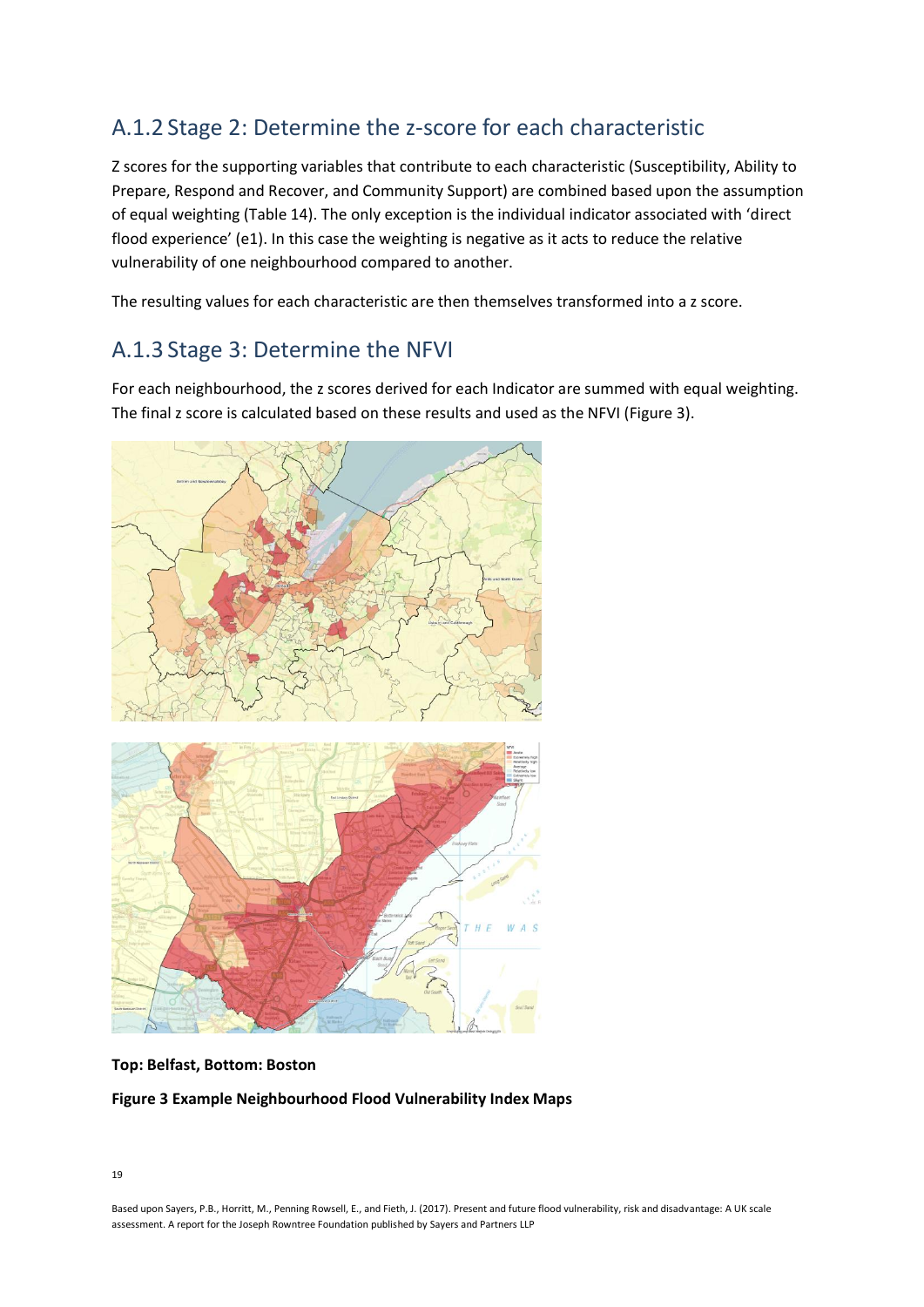## A.1.2 Stage 2: Determine the z-score for each characteristic

Z scores for the supporting variables that contribute to each characteristic (Susceptibility, Ability to Prepare, Respond and Recover, and Community Support) are combined based upon the assumption of equal weighting (Table 14). The only exception is the individual indicator associated with 'direct flood experience' (e1). In this case the weighting is negative as it acts to reduce the relative vulnerability of one neighbourhood compared to another.

The resulting values for each characteristic are then themselves transformed into a z score.

## A.1.3 Stage 3: Determine the NFVI

For each neighbourhood, the z scores derived for each Indicator are summed with equal weighting. The final z score is calculated based on these results and used as the NFVI (Figure 3).

**Top: Belfast, Bottom: Boston**

**Figure 3 Example Neighbourhood Flood Vulnerability Index Maps**

Based upon Sayers, P.B., Horritt, M., Penning Rowsell, E., and Fieth, J. (2017). Present and future flood vulnerability, risk and disadvantage: A UK scale assessment. A report for the Joseph Rowntree Foundation published by Sayers and Partners LLP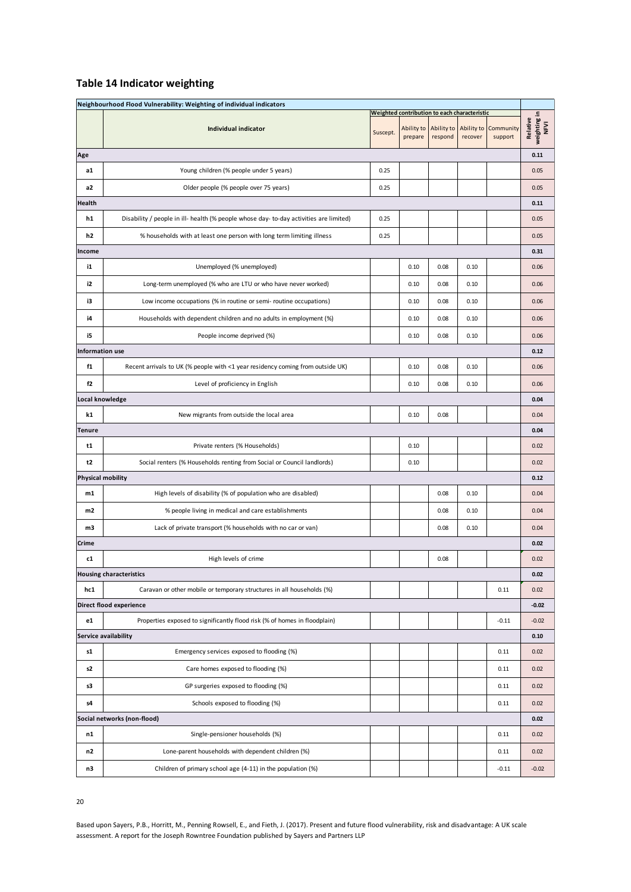## Table 14 Indicator weighting

| Neighbourhood Flood Vulnerability: Weighting of individual indicators | | | | | | | |
|---|---|---|---|---|---|---|---|
| | | Weighted contribution to each characteristic | | | | | |
| | Individual indicator | Suscept. | Ability to prepare | Ability to respond | Ability to recover | Community support | Relative weighting in NFVI |
| **Age** | | | | | | | **0.11** |
| **a1** | Young children (% people under 5 years) | 0.25 | | | | | 0.05 |
| **a2** | Older people (% people over 75 years) | 0.25 | | | | | 0.05 |
| **Health** | | | | | | | **0.11** |
| **h1** | Disability / people in ill- health (% people whose day- to-day activities are limited) | 0.25 | | | | | 0.05 |
| **h2** | % households with at least one person with long term limiting illness | 0.25 | | | | | 0.05 |
| **Income** | | | | | | | **0.31** |
| **i1** | Unemployed (% unemployed) | | 0.10 | 0.08 | 0.10 | | 0.06 |
| **i2** | Long-term unemployed (% who are LTU or who have never worked) | | 0.10 | 0.08 | 0.10 | | 0.06 |
| **i3** | Low income occupations (% in routine or semi- routine occupations) | | 0.10 | 0.08 | 0.10 | | 0.06 |
| **i4** | Households with dependent children and no adults in employment (%) | | 0.10 | 0.08 | 0.10 | | 0.06 |
| **i5** | People income deprived (%) | | 0.10 | 0.08 | 0.10 | | 0.06 |
| **Information use** | | | | | | | **0.12** |
| **f1** | Recent arrivals to UK (% people with <1 year residency coming from outside UK) | | 0.10 | 0.08 | 0.10 | | 0.06 |
| **f2** | Level of proficiency in English | | 0.10 | 0.08 | 0.10 | | 0.06 |
| **Local knowledge** | | | | | | | **0.04** |
| **k1** | New migrants from outside the local area | | 0.10 | 0.08 | | | 0.04 |
| **Tenure** | | | | | | | **0.04** |
| **t1** | Private renters (% Households) | | 0.10 | | | | 0.02 |
| **t2** | Social renters (% Households renting from Social or Council landlords) | | 0.10 | | | | 0.02 |
| **Physical mobility** | | | | | | | **0.12** |
| **m1** | High levels of disability (% of population who are disabled) | | | 0.08 | 0.10 | | 0.04 |
| **m2** | % people living in medical and care establishments | | | 0.08 | 0.10 | | 0.04 |
| **m3** | Lack of private transport (% households with no car or van) | | | 0.08 | 0.10 | | 0.04 |
| **Crime** | | | | | | | **0.02** |
| **c1** | High levels of crime | | | 0.08 | | | 0.02 |
| **Housing characteristics** | | | | | | | **0.02** |
| **hc1** | Caravan or other mobile or temporary structures in all households (%) | | | | | 0.11 | 0.02 |
| **Direct flood experience** | | | | | | | **-0.02** |
| **e1** | Properties exposed to significantly flood risk (% of homes in floodplain) | | | | | -0.11 | -0.02 |
| **Service availability** | | | | | | | **0.10** |
| **s1** | Emergency services exposed to flooding (%) | | | | | 0.11 | 0.02 |
| **s2** | Care homes exposed to flooding (%) | | | | | 0.11 | 0.02 |
| **s3** | GP surgeries exposed to flooding (%) | | | | | 0.11 | 0.02 |
| **s4** | Schools exposed to flooding (%) | | | | | 0.11 | 0.02 |
| **Social networks (non-flood)** | | | | | | | **0.02** |
| **n1** | Single-pensioner households (%) | | | | | 0.11 | 0.02 |
| **n2** | Lone-parent households with dependent children (%) | | | | | 0.11 | 0.02 |
| **n3** | Children of primary school age (4-11) in the population (%) | | | | | -0.11 | -0.02 |

Based upon Sayers, P.B., Horritt, M., Penning Rowsell, E., and Fieth, J. (2017). Present and future flood vulnerability, risk and disadvantage: A UK scale assessment. A report for the Joseph Rowntree Foundation published by Sayers and Partners LLP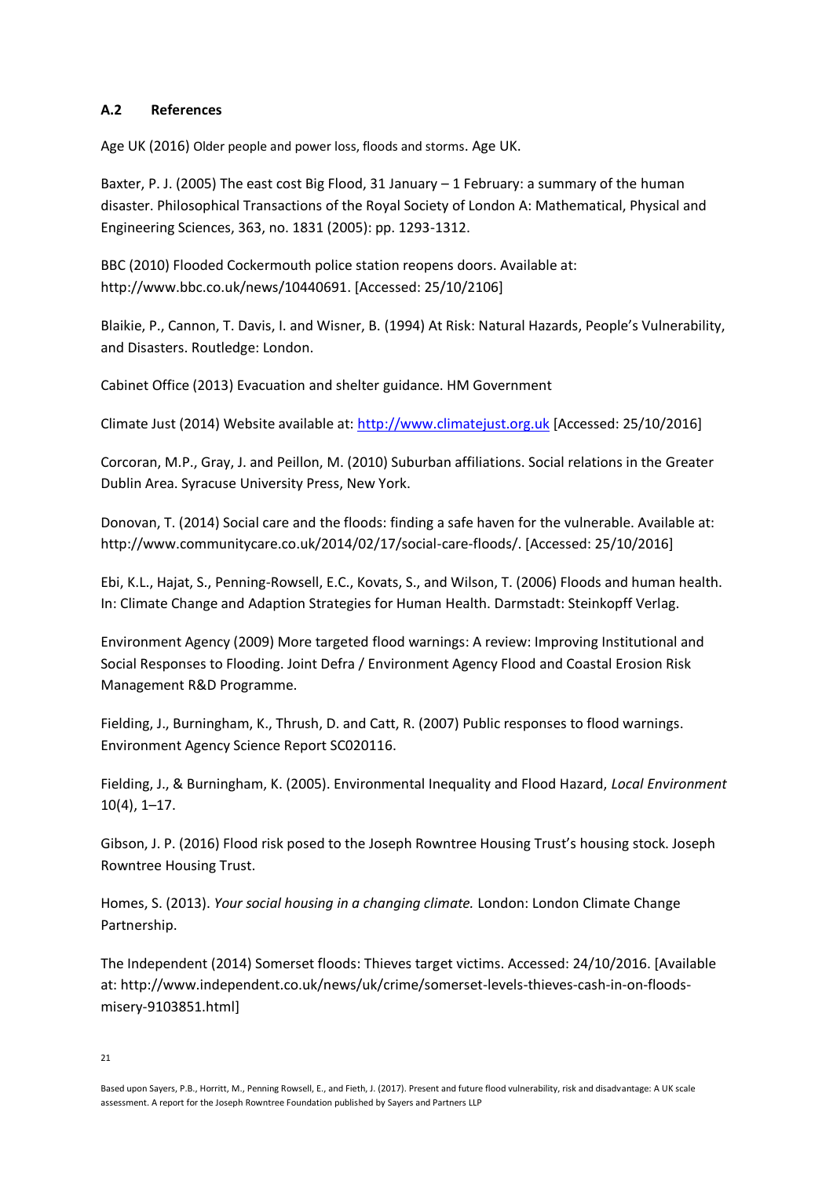### A.2 References

Age UK (2016) Older people and power loss, floods and storms. Age UK.

Baxter, P. J. (2005) The east cost Big Flood, 31 January – 1 February: a summary of the human disaster. Philosophical Transactions of the Royal Society of London A: Mathematical, Physical and Engineering Sciences, 363, no. 1831 (2005): pp. 1293-1312.

BBC (2010) Flooded Cockermouth police station reopens doors. Available at: http://www.bbc.co.uk/news/10440691. [Accessed: 25/10/2106]

Blaikie, P., Cannon, T. Davis, I. and Wisner, B. (1994) At Risk: Natural Hazards, People's Vulnerability, and Disasters. Routledge: London.

Cabinet Office (2013) Evacuation and shelter guidance. HM Government

Climate Just (2014) Website available at: http://www.climatejust.org.uk [Accessed: 25/10/2016]

Corcoran, M.P., Gray, J. and Peillon, M. (2010) Suburban affiliations. Social relations in the Greater Dublin Area. Syracuse University Press, New York.

Donovan, T. (2014) Social care and the floods: finding a safe haven for the vulnerable. Available at: http://www.communitycare.co.uk/2014/02/17/social-care-floods/. [Accessed: 25/10/2016]

Ebi, K.L., Hajat, S., Penning-Rowsell, E.C., Kovats, S., and Wilson, T. (2006) Floods and human health. In: Climate Change and Adaption Strategies for Human Health. Darmstadt: Steinkopff Verlag.

Environment Agency (2009) More targeted flood warnings: A review: Improving Institutional and Social Responses to Flooding. Joint Defra / Environment Agency Flood and Coastal Erosion Risk Management R&D Programme.

Fielding, J., Burningham, K., Thrush, D. and Catt, R. (2007) Public responses to flood warnings. Environment Agency Science Report SC020116.

Fielding, J., & Burningham, K. (2005). Environmental Inequality and Flood Hazard, *Local Environment* 10(4), 1–17.

Gibson, J. P. (2016) Flood risk posed to the Joseph Rowntree Housing Trust's housing stock. Joseph Rowntree Housing Trust.

Homes, S. (2013). *Your social housing in a changing climate.* London: London Climate Change Partnership.

The Independent (2014) Somerset floods: Thieves target victims. Accessed: 24/10/2016. [Available at: http://www.independent.co.uk/news/uk/crime/somerset-levels-thieves-cash-in-on-floods-misery-9103851.html]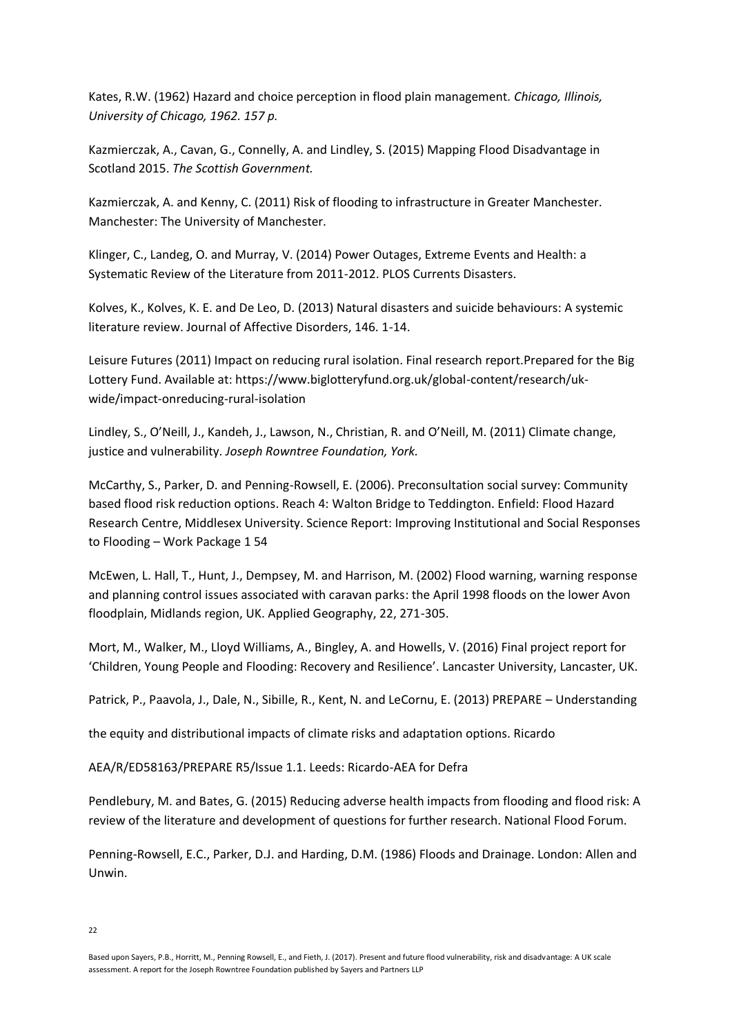Kates, R.W. (1962) Hazard and choice perception in flood plain management. *Chicago, Illinois, University of Chicago, 1962. 157 p.*

Kazmierczak, A., Cavan, G., Connelly, A. and Lindley, S. (2015) Mapping Flood Disadvantage in Scotland 2015. *The Scottish Government.*

Kazmierczak, A. and Kenny, C. (2011) Risk of flooding to infrastructure in Greater Manchester. Manchester: The University of Manchester.

Klinger, C., Landeg, O. and Murray, V. (2014) Power Outages, Extreme Events and Health: a Systematic Review of the Literature from 2011-2012. PLOS Currents Disasters.

Kolves, K., Kolves, K. E. and De Leo, D. (2013) Natural disasters and suicide behaviours: A systemic literature review. Journal of Affective Disorders, 146. 1-14.

Leisure Futures (2011) Impact on reducing rural isolation. Final research report.Prepared for the Big Lottery Fund. Available at: https://www.biglotteryfund.org.uk/global-content/research/uk-wide/impact-onreducing-rural-isolation

Lindley, S., O'Neill, J., Kandeh, J., Lawson, N., Christian, R. and O'Neill, M. (2011) Climate change, justice and vulnerability. *Joseph Rowntree Foundation, York.*

McCarthy, S., Parker, D. and Penning-Rowsell, E. (2006). Preconsultation social survey: Community based flood risk reduction options. Reach 4: Walton Bridge to Teddington. Enfield: Flood Hazard Research Centre, Middlesex University. Science Report: Improving Institutional and Social Responses to Flooding – Work Package 1 54

McEwen, L. Hall, T., Hunt, J., Dempsey, M. and Harrison, M. (2002) Flood warning, warning response and planning control issues associated with caravan parks: the April 1998 floods on the lower Avon floodplain, Midlands region, UK. Applied Geography, 22, 271-305.

Mort, M., Walker, M., Lloyd Williams, A., Bingley, A. and Howells, V. (2016) Final project report for 'Children, Young People and Flooding: Recovery and Resilience'. Lancaster University, Lancaster, UK.

Patrick, P., Paavola, J., Dale, N., Sibille, R., Kent, N. and LeCornu, E. (2013) PREPARE – Understanding

the equity and distributional impacts of climate risks and adaptation options. Ricardo

AEA/R/ED58163/PREPARE R5/Issue 1.1. Leeds: Ricardo-AEA for Defra

Pendlebury, M. and Bates, G. (2015) Reducing adverse health impacts from flooding and flood risk: A review of the literature and development of questions for further research. National Flood Forum.

Penning-Rowsell, E.C., Parker, D.J. and Harding, D.M. (1986) Floods and Drainage. London: Allen and Unwin.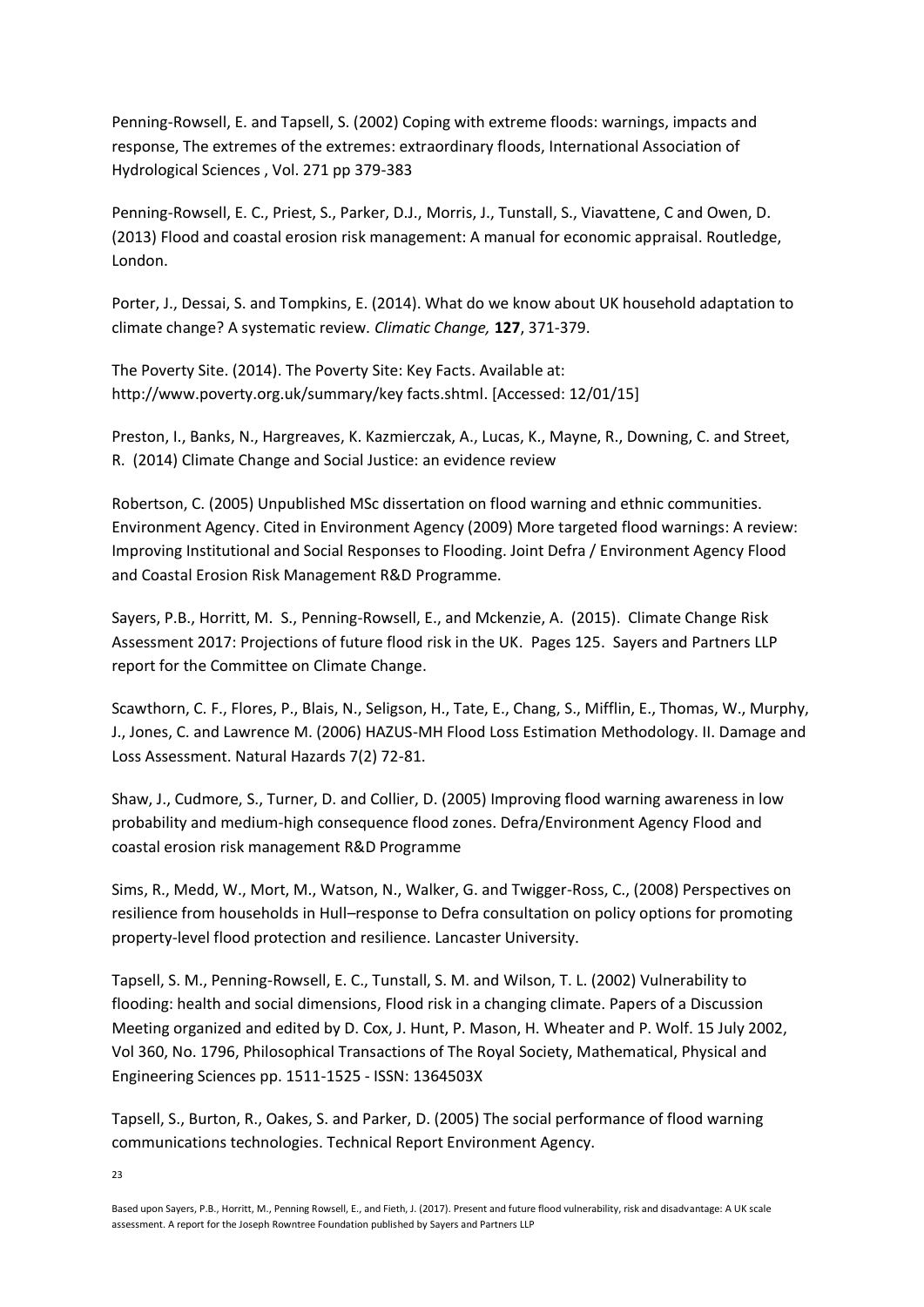Penning-Rowsell, E. and Tapsell, S. (2002) Coping with extreme floods: warnings, impacts and response, The extremes of the extremes: extraordinary floods, International Association of Hydrological Sciences , Vol. 271 pp 379-383

Penning-Rowsell, E. C., Priest, S., Parker, D.J., Morris, J., Tunstall, S., Viavattene, C and Owen, D. (2013) Flood and coastal erosion risk management: A manual for economic appraisal. Routledge, London.

Porter, J., Dessai, S. and Tompkins, E. (2014). What do we know about UK household adaptation to climate change? A systematic review. *Climatic Change,* **127**, 371-379.

The Poverty Site. (2014). The Poverty Site: Key Facts. Available at: http://www.poverty.org.uk/summary/key facts.shtml. [Accessed: 12/01/15]

Preston, I., Banks, N., Hargreaves, K. Kazmierczak, A., Lucas, K., Mayne, R., Downing, C. and Street, R. (2014) Climate Change and Social Justice: an evidence review

Robertson, C. (2005) Unpublished MSc dissertation on flood warning and ethnic communities. Environment Agency. Cited in Environment Agency (2009) More targeted flood warnings: A review: Improving Institutional and Social Responses to Flooding. Joint Defra / Environment Agency Flood and Coastal Erosion Risk Management R&D Programme.

Sayers, P.B., Horritt, M. S., Penning-Rowsell, E., and Mckenzie, A. (2015). Climate Change Risk Assessment 2017: Projections of future flood risk in the UK. Pages 125. Sayers and Partners LLP report for the Committee on Climate Change.

Scawthorn, C. F., Flores, P., Blais, N., Seligson, H., Tate, E., Chang, S., Mifflin, E., Thomas, W., Murphy, J., Jones, C. and Lawrence M. (2006) HAZUS-MH Flood Loss Estimation Methodology. II. Damage and Loss Assessment. Natural Hazards 7(2) 72-81.

Shaw, J., Cudmore, S., Turner, D. and Collier, D. (2005) Improving flood warning awareness in low probability and medium-high consequence flood zones. Defra/Environment Agency Flood and coastal erosion risk management R&D Programme

Sims, R., Medd, W., Mort, M., Watson, N., Walker, G. and Twigger-Ross, C., (2008) Perspectives on resilience from households in Hull–response to Defra consultation on policy options for promoting property-level flood protection and resilience. Lancaster University.

Tapsell, S. M., Penning-Rowsell, E. C., Tunstall, S. M. and Wilson, T. L. (2002) Vulnerability to flooding: health and social dimensions, Flood risk in a changing climate. Papers of a Discussion Meeting organized and edited by D. Cox, J. Hunt, P. Mason, H. Wheater and P. Wolf. 15 July 2002, Vol 360, No. 1796, Philosophical Transactions of The Royal Society, Mathematical, Physical and Engineering Sciences pp. 1511-1525 - ISSN: 1364503X

Tapsell, S., Burton, R., Oakes, S. and Parker, D. (2005) The social performance of flood warning communications technologies. Technical Report Environment Agency.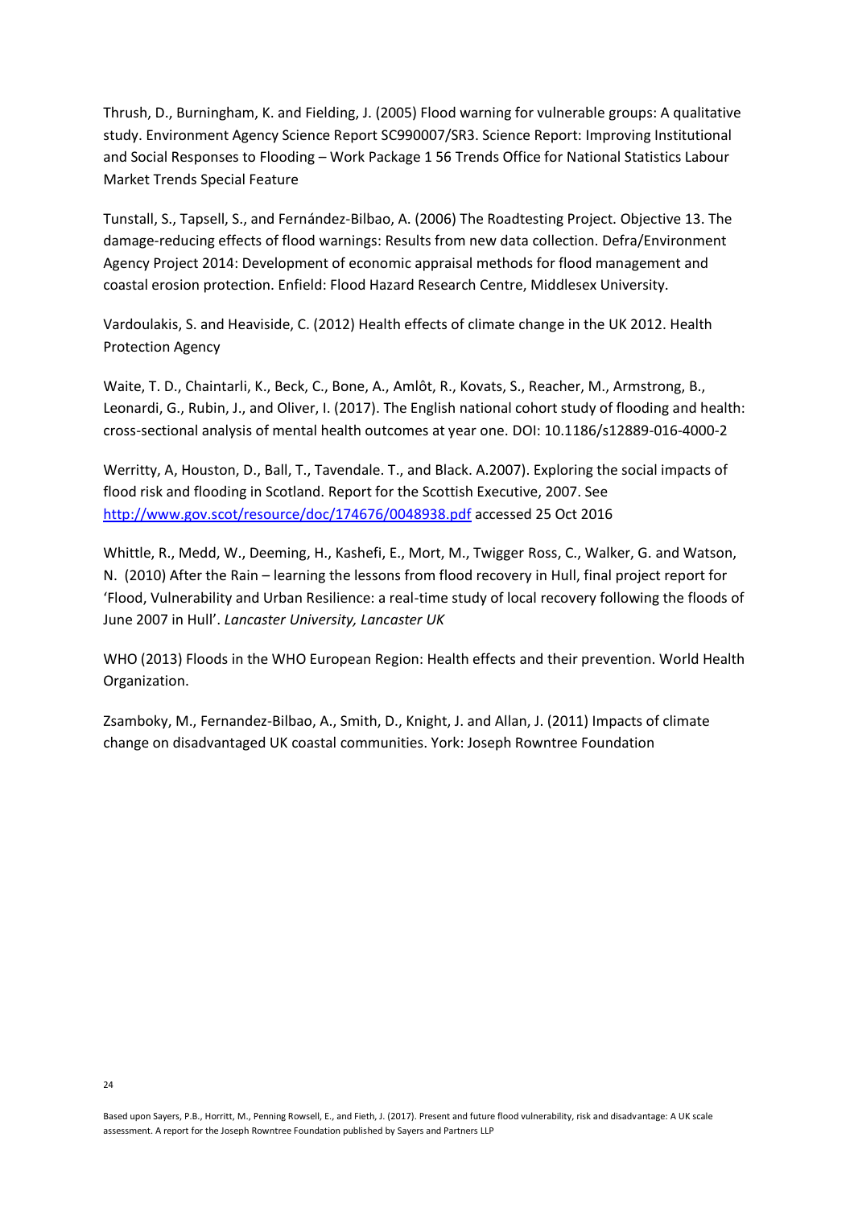Thrush, D., Burningham, K. and Fielding, J. (2005) Flood warning for vulnerable groups: A qualitative study. Environment Agency Science Report SC990007/SR3. Science Report: Improving Institutional and Social Responses to Flooding – Work Package 1 56 Trends Office for National Statistics Labour Market Trends Special Feature

Tunstall, S., Tapsell, S., and Fernández-Bilbao, A. (2006) The Roadtesting Project. Objective 13. The damage-reducing effects of flood warnings: Results from new data collection. Defra/Environment Agency Project 2014: Development of economic appraisal methods for flood management and coastal erosion protection. Enfield: Flood Hazard Research Centre, Middlesex University.

Vardoulakis, S. and Heaviside, C. (2012) Health effects of climate change in the UK 2012. Health Protection Agency

Waite, T. D., Chaintarli, K., Beck, C., Bone, A., Amlôt, R., Kovats, S., Reacher, M., Armstrong, B., Leonardi, G., Rubin, J., and Oliver, I. (2017). The English national cohort study of flooding and health: cross-sectional analysis of mental health outcomes at year one. DOI: 10.1186/s12889-016-4000-2

Werritty, A, Houston, D., Ball, T., Tavendale. T., and Black. A.2007). Exploring the social impacts of flood risk and flooding in Scotland. Report for the Scottish Executive, 2007. See [http://www.gov.scot/resource/doc/174676/0048938.pdf](http://www.gov.scot/resource/doc/174676/0048938.pdf) accessed 25 Oct 2016

Whittle, R., Medd, W., Deeming, H., Kashefi, E., Mort, M., Twigger Ross, C., Walker, G. and Watson, N. (2010) After the Rain – learning the lessons from flood recovery in Hull, final project report for 'Flood, Vulnerability and Urban Resilience: a real-time study of local recovery following the floods of June 2007 in Hull'. *Lancaster University, Lancaster UK*

WHO (2013) Floods in the WHO European Region: Health effects and their prevention. World Health Organization.

Zsamboky, M., Fernandez-Bilbao, A., Smith, D., Knight, J. and Allan, J. (2011) Impacts of climate change on disadvantaged UK coastal communities. York: Joseph Rowntree Foundation